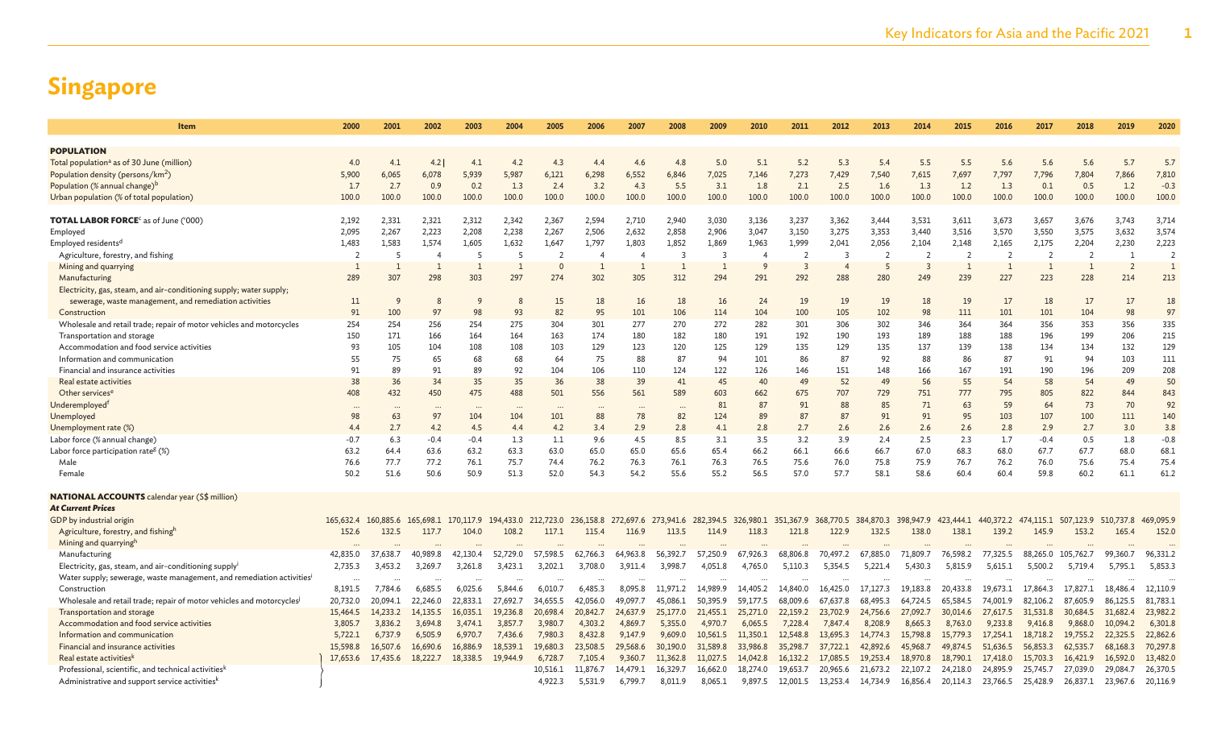# Singapore

| Item | 2000 | 2001 | 2002 | 2003 | 2004 | 2005 | 2006 | 2007 | 2008 | 2009 | 2010 | 2011 | 2012 | 2013 | 2014 | 2015 | 2016 | 2017 | 2018 | 2019 | 2020 |
|---|---|---|---|---|---|---|---|---|---|---|---|---|---|---|---|---|---|---|---|---|---|
| **POPULATION** | | | | | | | | | | | | | | | | | | | | | |
| Total population[a] as of 30 June (million) | 4.0 | 4.1 | 4.2 \| | 4.1 | 4.2 | 4.3 | 4.4 | 4.6 | 4.8 | 5.0 | 5.1 | 5.2 | 5.3 | 5.4 | 5.5 | 5.5 | 5.6 | 5.6 | 5.6 | 5.7 | 5.7 |
| Population density (persons/km$^2$) | 5,900 | 6,065 | 6,078 | 5,939 | 5,987 | 6,121 | 6,298 | 6,552 | 6,846 | 7,025 | 7,146 | 7,273 | 7,429 | 7,540 | 7,615 | 7,697 | 7,797 | 7,796 | 7,804 | 7,866 | 7,810 |
| Population (% annual change)[b] | 1.7 | 2.7 | 0.9 | 0.2 | 1.3 | 2.4 | 3.2 | 4.3 | 5.5 | 3.1 | 1.8 | 2.1 | 2.5 | 1.6 | 1.3 | 1.2 | 1.3 | 0.1 | 0.5 | 1.2 | -0.3 |
| Urban population (% of total population) | 100.0 | 100.0 | 100.0 | 100.0 | 100.0 | 100.0 | 100.0 | 100.0 | 100.0 | 100.0 | 100.0 | 100.0 | 100.0 | 100.0 | 100.0 | 100.0 | 100.0 | 100.0 | 100.0 | 100.0 | 100.0 |
| **TOTAL LABOR FORCE**[c] as of June ('000) | 2,192 | 2,331 | 2,321 | 2,312 | 2,342 | 2,367 | 2,594 | 2,710 | 2,940 | 3,030 | 3,136 | 3,237 | 3,362 | 3,444 | 3,531 | 3,611 | 3,673 | 3,657 | 3,676 | 3,743 | 3,714 |
| Employed | 2,095 | 2,267 | 2,223 | 2,208 | 2,238 | 2,267 | 2,506 | 2,632 | 2,858 | 2,906 | 3,047 | 3,150 | 3,275 | 3,353 | 3,440 | 3,516 | 3,570 | 3,550 | 3,575 | 3,632 | 3,574 |
| Employed residents[d] | 1,483 | 1,583 | 1,574 | 1,605 | 1,632 | 1,647 | 1,797 | 1,803 | 1,852 | 1,869 | 1,963 | 1,999 | 2,041 | 2,056 | 2,104 | 2,148 | 2,165 | 2,175 | 2,204 | 2,230 | 2,223 |
| Agriculture, forestry, and fishing | 2 | 5 | 4 | 5 | 5 | 2 | 4 | 4 | 3 | 3 | 4 | 2 | 3 | 2 | 2 | 2 | 2 | 2 | 2 | 1 | 2 |
| Mining and quarrying | 1 | 1 | 1 | 1 | 1 | 0 | 1 | 1 | 1 | 1 | 9 | 3 | 4 | 5 | 3 | 1 | 1 | 1 | 1 | 2 | 1 |
| Manufacturing | 289 | 307 | 298 | 303 | 297 | 274 | 302 | 305 | 312 | 294 | 291 | 292 | 288 | 280 | 249 | 239 | 227 | 223 | 228 | 214 | 213 |
| Electricity, gas, steam, and air-conditioning supply; water supply; sewerage, waste management, and remediation activities | 11 | 9 | 8 | 9 | 8 | 15 | 18 | 16 | 18 | 16 | 24 | 19 | 19 | 19 | 18 | 19 | 17 | 18 | 17 | 17 | 18 |
| Construction | 91 | 100 | 97 | 98 | 93 | 82 | 95 | 101 | 106 | 114 | 104 | 100 | 105 | 102 | 98 | 111 | 101 | 101 | 104 | 98 | 97 |
| Wholesale and retail trade; repair of motor vehicles and motorcycles | 254 | 254 | 256 | 254 | 275 | 304 | 301 | 277 | 270 | 272 | 282 | 301 | 306 | 302 | 346 | 364 | 364 | 356 | 353 | 356 | 335 |
| Transportation and storage | 150 | 171 | 166 | 164 | 164 | 163 | 174 | 180 | 182 | 180 | 191 | 192 | 190 | 193 | 189 | 188 | 188 | 196 | 199 | 206 | 215 |
| Accommodation and food service activities | 93 | 105 | 104 | 108 | 108 | 103 | 129 | 123 | 120 | 125 | 129 | 135 | 129 | 135 | 137 | 139 | 138 | 134 | 134 | 132 | 129 |
| Information and communication | 55 | 75 | 65 | 68 | 68 | 64 | 75 | 88 | 87 | 94 | 101 | 86 | 87 | 92 | 88 | 86 | 87 | 91 | 94 | 103 | 111 |
| Financial and insurance activities | 91 | 89 | 91 | 89 | 92 | 104 | 106 | 110 | 124 | 122 | 126 | 146 | 151 | 148 | 166 | 167 | 191 | 190 | 196 | 209 | 208 |
| Real estate activities | 38 | 36 | 34 | 35 | 35 | 36 | 38 | 39 | 41 | 45 | 40 | 49 | 52 | 49 | 56 | 55 | 54 | 58 | 54 | 49 | 50 |
| Other services[e] | 408 | 432 | 450 | 475 | 488 | 501 | 556 | 561 | 589 | 603 | 662 | 675 | 707 | 729 | 751 | 777 | 795 | 805 | 822 | 844 | 843 |
| Underemployed[f] | ... | ... | ... | ... | ... | ... | ... | ... | ... | 81 | 87 | 91 | 88 | 85 | 71 | 63 | 59 | 64 | 73 | 70 | 92 |
| Unemployed | 98 | 63 | 97 | 104 | 104 | 101 | 88 | 78 | 82 | 124 | 89 | 87 | 87 | 91 | 91 | 95 | 103 | 107 | 100 | 111 | 140 |
| Unemployment rate (%) | 4.4 | 2.7 | 4.2 | 4.5 | 4.4 | 4.2 | 3.4 | 2.9 | 2.8 | 4.1 | 2.8 | 2.7 | 2.6 | 2.6 | 2.6 | 2.6 | 2.8 | 2.9 | 2.7 | 3.0 | 3.8 |
| Labor force (% annual change) | -0.7 | 6.3 | -0.4 | -0.4 | 1.3 | 1.1 | 9.6 | 4.5 | 8.5 | 3.1 | 3.5 | 3.2 | 3.9 | 2.4 | 2.5 | 2.3 | 1.7 | -0.4 | 0.5 | 1.8 | -0.8 |
| Labor force participation rate[g] (%) | 63.2 | 64.4 | 63.6 | 63.2 | 63.3 | 63.0 | 65.0 | 65.0 | 65.6 | 65.4 | 66.2 | 66.1 | 66.6 | 66.7 | 67.0 | 68.3 | 68.0 | 67.7 | 67.7 | 68.0 | 68.1 |
| Male | 76.6 | 77.7 | 77.2 | 76.1 | 75.7 | 74.4 | 76.2 | 76.3 | 76.1 | 76.3 | 76.5 | 75.6 | 76.0 | 75.8 | 75.9 | 76.7 | 76.2 | 76.0 | 75.6 | 75.4 | 75.4 |
| Female | 50.2 | 51.6 | 50.6 | 50.9 | 51.3 | 52.0 | 54.3 | 54.2 | 55.6 | 55.2 | 56.5 | 57.0 | 57.7 | 58.1 | 58.6 | 60.4 | 60.4 | 59.8 | 60.2 | 61.1 | 61.2 |
| **NATIONAL ACCOUNTS** calendar year (S$ million) | | | | | | | | | | | | | | | | | | | | | |
| ***At Current Prices*** | | | | | | | | | | | | | | | | | | | | | |
| GDP by industrial origin | 165,632.4 | 160,885.6 | 165,698.1 | 170,117.9 | 194,433.0 | 212,723.0 | 236,158.8 | 272,697.6 | 273,941.6 | 282,394.5 | 326,980.1 | 351,367.9 | 368,770.5 | 384,870.3 | 398,947.9 | 423,444.1 | 440,372.2 | 474,115.1 | 507,123.9 | 510,737.8 | 469,095.9 |
| Agriculture, forestry, and fishing[h] | 152.6 | 132.5 | 117.7 | 104.0 | 108.2 | 117.1 | 115.4 | 116.9 | 113.5 | 114.9 | 118.3 | 121.8 | 122.9 | 132.5 | 138.0 | 138.1 | 139.2 | 145.9 | 153.2 | 165.4 | 152.0 |
| Mining and quarrying[h] | ... | ... | ... | ... | ... | ... | ... | ... | ... | ... | ... | ... | ... | ... | ... | ... | ... | ... | ... | ... | ... |
| Manufacturing | 42,835.0 | 37,638.7 | 40,989.8 | 42,130.4 | 52,729.0 | 57,598.5 | 62,766.3 | 64,963.8 | 56,392.7 | 57,250.9 | 67,926.3 | 68,806.8 | 70,497.2 | 67,885.0 | 71,809.7 | 76,598.2 | 77,325.5 | 88,265.0 | 105,762.7 | 99,360.7 | 96,331.2 |
| Electricity, gas, steam, and air-conditioning supply[i] | 2,735.3 | 3,453.2 | 3,269.7 | 3,261.8 | 3,423.1 | 3,202.1 | 3,708.0 | 3,911.4 | 3,998.7 | 4,051.8 | 4,765.0 | 5,110.3 | 5,354.5 | 5,221.4 | 5,430.3 | 5,815.9 | 5,615.1 | 5,500.2 | 5,719.4 | 5,795.1 | 5,853.3 |
| Water supply; sewerage, waste management, and remediation activities[i] | ... | ... | ... | ... | ... | ... | ... | ... | ... | ... | ... | ... | ... | ... | ... | ... | ... | ... | ... | ... | ... |
| Construction | 8,191.5 | 7,784.6 | 6,685.5 | 6,025.6 | 5,844.6 | 6,010.7 | 6,485.3 | 8,095.8 | 11,971.2 | 14,989.9 | 14,405.2 | 14,840.0 | 16,425.0 | 17,127.3 | 19,183.8 | 20,433.8 | 19,673.1 | 17,864.3 | 17,827.1 | 18,486.4 | 12,110.9 |
| Wholesale and retail trade; repair of motor vehicles and motorcycles[j] | 20,732.0 | 20,094.1 | 22,246.0 | 22,833.1 | 27,692.7 | 34,655.5 | 42,056.0 | 49,097.7 | 45,086.1 | 50,395.9 | 59,177.5 | 68,009.6 | 67,637.8 | 68,495.3 | 64,724.5 | 65,584.5 | 74,001.9 | 82,106.2 | 87,605.9 | 86,125.5 | 81,783.1 |
| Transportation and storage | 15,464.5 | 14,233.2 | 14,135.5 | 16,035.1 | 19,236.8 | 20,698.4 | 20,842.7 | 24,637.9 | 25,177.0 | 21,455.1 | 25,271.0 | 22,159.2 | 23,702.9 | 24,756.6 | 27,092.7 | 30,014.6 | 27,617.5 | 31,531.8 | 30,684.5 | 31,682.4 | 23,982.2 |
| Accommodation and food service activities | 3,805.7 | 3,836.2 | 3,694.8 | 3,474.1 | 3,857.7 | 3,980.7 | 4,303.2 | 4,869.7 | 5,355.0 | 4,970.7 | 6,065.5 | 7,228.4 | 7,847.4 | 8,208.9 | 8,665.3 | 8,763.0 | 9,233.8 | 9,416.8 | 9,868.0 | 10,094.2 | 6,301.8 |
| Information and communication | 5,722.1 | 6,737.9 | 6,505.9 | 6,970.7 | 7,436.6 | 7,980.3 | 8,432.8 | 9,147.9 | 9,609.0 | 10,561.5 | 11,350.1 | 12,548.8 | 13,695.3 | 14,774.3 | 15,798.8 | 15,779.3 | 17,254.1 | 18,718.2 | 19,755.2 | 22,325.5 | 22,862.6 |
| Financial and insurance activities | 15,598.8 | 16,507.6 | 16,690.6 | 16,886.9 | 18,539.1 | 19,680.3 | 23,508.5 | 29,568.6 | 30,190.0 | 31,589.8 | 33,986.8 | 35,298.7 | 37,722.1 | 42,892.6 | 45,968.7 | 49,874.5 | 51,636.5 | 56,853.3 | 62,535.7 | 68,168.3 | 70,297.8 |
| Real estate activities[k] | 17,653.6 | 17,435.6 | 18,222.7 | 18,338.5 | 19,944.9 | 6,728.7 | 7,105.4 | 9,360.7 | 11,362.8 | 11,027.5 | 14,042.8 | 16,132.2 | 17,085.5 | 19,253.4 | 18,970.8 | 18,790.1 | 17,418.0 | 15,703.3 | 16,421.9 | 16,592.0 | 13,482.0 |
| Professional, scientific, and technical activities[k] | | | | | | 10,516.1 | 11,876.7 | 14,479.1 | 16,329.7 | 16,662.0 | 18,274.0 | 19,653.7 | 20,965.6 | 21,673.2 | 22,107.2 | 24,218.0 | 24,895.9 | 25,745.7 | 27,039.0 | 29,084.7 | 26,370.5 |
| Administrative and support service activities[k] | | | | | | 4,922.3 | 5,531.9 | 6,799.7 | 8,011.9 | 8,065.1 | 9,897.5 | 12,001.5 | 13,253.4 | 14,734.9 | 16,856.4 | 20,114.3 | 23,766.5 | 25,428.9 | 26,837.1 | 23,967.6 | 20,116.9 |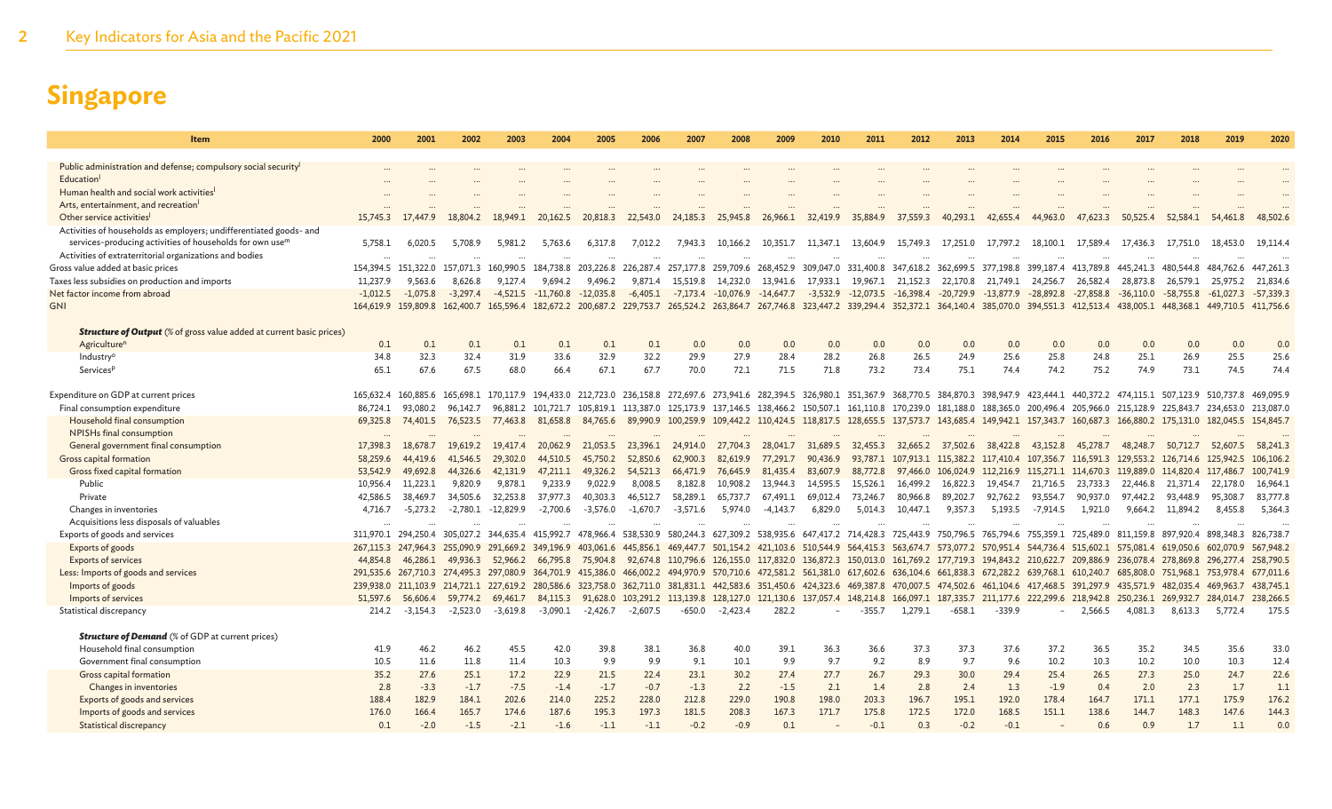# Singapore

| Item | 2000 | 2001 | 2002 | 2003 | 2004 | 2005 | 2006 | 2007 | 2008 | 2009 | 2010 | 2011 | 2012 | 2013 | 2014 | 2015 | 2016 | 2017 | 2018 | 2019 | 2020 |
|---|---|---|---|---|---|---|---|---|---|---|---|---|---|---|---|---|---|---|---|---|---|
| Public administration and defense; compulsory social security[l] | ... | ... | ... | ... | ... | ... | ... | ... | ... | ... | ... | ... | ... | ... | ... | ... | ... | ... | ... | ... | ... |
| Education[l] | ... | ... | ... | ... | ... | ... | ... | ... | ... | ... | ... | ... | ... | ... | ... | ... | ... | ... | ... | ... | ... |
| Human health and social work activities[l] | ... | ... | ... | ... | ... | ... | ... | ... | ... | ... | ... | ... | ... | ... | ... | ... | ... | ... | ... | ... | ... |
| Arts, entertainment, and recreation[l] | ... | ... | ... | ... | ... | ... | ... | ... | ... | ... | ... | ... | ... | ... | ... | ... | ... | ... | ... | ... | ... |
| Other service activities[l] | 15,745.3 | 17,447.9 | 18,804.2 | 18,949.1 | 20,162.5 | 20,818.3 | 22,543.0 | 24,185.3 | 25,945.8 | 26,966.1 | 32,419.9 | 35,884.9 | 37,559.3 | 40,293.1 | 42,655.4 | 44,963.0 | 47,623.3 | 50,525.4 | 52,584.1 | 54,461.8 | 48,502.6 |
| Activities of households as employers; undifferentiated goods- and services-producing activities of households for own use[m] | 5,758.1 | 6,020.5 | 5,708.9 | 5,981.2 | 5,763.6 | 6,317.8 | 7,012.2 | 7,943.3 | 10,166.2 | 10,351.7 | 11,347.1 | 13,604.9 | 15,749.3 | 17,251.0 | 17,797.2 | 18,100.1 | 17,589.4 | 17,436.3 | 17,751.0 | 18,453.0 | 19,114.4 |
| Activities of extraterritorial organizations and bodies | ... | ... | ... | ... | ... | ... | ... | ... | ... | ... | ... | ... | ... | ... | ... | ... | ... | ... | ... | ... | ... |
| Gross value added at basic prices | 154,394.5 | 151,322.0 | 157,071.3 | 160,990.5 | 184,738.8 | 203,226.8 | 226,287.4 | 257,177.8 | 259,709.6 | 268,452.9 | 309,047.0 | 331,400.8 | 347,618.2 | 362,699.5 | 377,198.8 | 399,187.4 | 413,789.8 | 445,241.3 | 480,544.8 | 484,762.6 | 447,261.3 |
| Taxes less subsidies on production and imports | 11,237.9 | 9,563.6 | 8,626.8 | 9,127.4 | 9,694.2 | 9,496.2 | 9,871.4 | 15,519.8 | 14,232.0 | 13,941.6 | 17,933.1 | 19,967.1 | 21,152.3 | 22,170.8 | 21,749.1 | 24,256.7 | 26,582.4 | 28,873.8 | 26,579.1 | 25,975.2 | 21,834.6 |
| Net factor income from abroad | -1,012.5 | -1,075.8 | -3,297.4 | -4,521.5 | -11,760.8 | -12,035.8 | -6,405.1 | -7,173.4 | -10,076.9 | -14,647.7 | -3,532.9 | -12,073.5 | -16,398.4 | -20,729.9 | -13,877.9 | -28,892.8 | -27,858.8 | -36,110.0 | -58,755.8 | -61,027.3 | -57,339.3 |
| GNI | 164,619.9 | 159,809.8 | 162,400.7 | 165,596.4 | 182,672.2 | 200,687.2 | 229,753.7 | 265,524.2 | 263,864.7 | 267,746.8 | 323,447.2 | 339,294.4 | 352,372.1 | 364,140.4 | 385,070.0 | 394,551.3 | 412,513.4 | 438,005.1 | 448,368.1 | 449,710.5 | 411,756.6 |
| ***Structure of Output*** (% of gross value added at current basic prices) | | | | | | | | | | | | | | | | | | | | | |
| Agriculture[n] | 0.1 | 0.1 | 0.1 | 0.1 | 0.1 | 0.1 | 0.1 | 0.0 | 0.0 | 0.0 | 0.0 | 0.0 | 0.0 | 0.0 | 0.0 | 0.0 | 0.0 | 0.0 | 0.0 | 0.0 | 0.0 |
| Industry[o] | 34.8 | 32.3 | 32.4 | 31.9 | 33.6 | 32.9 | 32.2 | 29.9 | 27.9 | 28.4 | 28.2 | 26.8 | 26.5 | 24.9 | 25.6 | 25.8 | 24.8 | 25.1 | 26.9 | 25.5 | 25.6 |
| Services[p] | 65.1 | 67.6 | 67.5 | 68.0 | 66.4 | 67.1 | 67.7 | 70.0 | 72.1 | 71.5 | 71.8 | 73.2 | 73.4 | 75.1 | 74.4 | 74.2 | 75.2 | 74.9 | 73.1 | 74.5 | 74.4 |
| Expenditure on GDP at current prices | 165,632.4 | 160,885.6 | 165,698.1 | 170,117.9 | 194,433.0 | 212,723.0 | 236,158.8 | 272,697.6 | 273,941.6 | 282,394.5 | 326,980.1 | 351,367.9 | 368,770.5 | 384,870.3 | 398,947.9 | 423,444.1 | 440,372.2 | 474,115.1 | 507,123.9 | 510,737.8 | 469,095.9 |
| Final consumption expenditure | 86,724.1 | 93,080.2 | 96,142.7 | 96,881.2 | 101,721.7 | 105,819.1 | 113,387.0 | 125,173.9 | 137,146.5 | 138,466.2 | 150,507.1 | 161,110.8 | 170,239.0 | 181,188.0 | 188,365.0 | 200,496.4 | 205,966.0 | 215,128.9 | 225,843.7 | 234,653.0 | 213,087.0 |
| Household final consumption | 69,325.8 | 74,401.5 | 76,523.5 | 77,463.8 | 81,658.8 | 84,765.6 | 89,990.9 | 100,259.9 | 109,442.2 | 110,424.5 | 118,817.5 | 128,655.5 | 137,573.7 | 143,685.4 | 149,942.1 | 157,343.7 | 160,687.3 | 166,880.2 | 175,131.0 | 182,045.5 | 154,845.7 |
| NPISHs final consumption | ... | ... | ... | ... | ... | ... | ... | ... | ... | ... | ... | ... | ... | ... | ... | ... | ... | ... | ... | ... | ... |
| General government final consumption | 17,398.3 | 18,678.7 | 19,619.2 | 19,417.4 | 20,062.9 | 21,053.5 | 23,396.1 | 24,914.0 | 27,704.3 | 28,041.7 | 31,689.5 | 32,455.3 | 32,665.2 | 37,502.6 | 38,422.8 | 43,152.8 | 45,278.7 | 48,248.7 | 50,712.7 | 52,607.5 | 58,241.3 |
| Gross capital formation | 58,259.6 | 44,419.6 | 41,546.5 | 29,302.0 | 44,510.5 | 45,750.2 | 52,850.6 | 62,900.3 | 82,619.9 | 77,291.7 | 90,436.9 | 93,787.1 | 107,913.1 | 115,382.2 | 117,410.4 | 107,356.7 | 116,591.3 | 129,553.2 | 126,714.6 | 125,942.5 | 106,106.2 |
| Gross fixed capital formation | 53,542.9 | 49,692.8 | 44,326.6 | 42,131.9 | 47,211.1 | 49,326.2 | 54,521.3 | 66,471.9 | 76,645.9 | 81,435.4 | 83,607.9 | 88,772.8 | 97,466.0 | 106,024.9 | 112,216.9 | 115,271.1 | 114,670.3 | 119,889.0 | 114,820.4 | 117,486.7 | 100,741.9 |
| Public | 10,956.4 | 11,223.1 | 9,820.9 | 9,878.1 | 9,233.9 | 9,022.9 | 8,008.5 | 8,182.8 | 10,908.2 | 13,944.3 | 14,595.5 | 15,526.1 | 16,499.2 | 16,822.3 | 19,454.7 | 21,716.5 | 23,733.3 | 22,446.8 | 21,371.4 | 22,178.0 | 16,964.1 |
| Private | 42,586.5 | 38,469.7 | 34,505.6 | 32,253.8 | 37,977.3 | 40,303.3 | 46,512.7 | 58,289.1 | 65,737.7 | 67,491.1 | 69,012.4 | 73,246.7 | 80,966.8 | 89,202.7 | 92,762.2 | 93,554.7 | 90,937.0 | 97,442.2 | 93,448.9 | 95,308.7 | 83,777.8 |
| Changes in inventories | 4,716.7 | -5,273.2 | -2,780.1 | -12,829.9 | -2,700.6 | -3,576.0 | -1,670.7 | -3,571.6 | 5,974.0 | -4,143.7 | 6,829.0 | 5,014.3 | 10,447.1 | 9,357.3 | 5,193.5 | -7,914.5 | 1,921.0 | 9,664.2 | 11,894.2 | 8,455.8 | 5,364.3 |
| Acquisitions less disposals of valuables | ... | ... | ... | ... | ... | ... | ... | ... | ... | ... | ... | ... | ... | ... | ... | ... | ... | ... | ... | ... | ... |
| Exports of goods and services | 311,970.1 | 294,250.4 | 305,027.2 | 344,635.4 | 415,992.7 | 478,966.4 | 538,530.9 | 580,244.3 | 627,309.2 | 538,935.6 | 647,417.2 | 714,428.3 | 725,443.9 | 750,796.5 | 765,794.6 | 755,359.1 | 725,489.0 | 811,159.8 | 897,920.4 | 898,348.3 | 826,738.7 |
| Exports of goods | 267,115.3 | 247,964.3 | 255,090.9 | 291,669.2 | 349,196.9 | 403,061.6 | 445,856.1 | 469,447.7 | 501,154.2 | 421,103.6 | 510,544.9 | 564,415.3 | 563,674.7 | 573,077.2 | 570,951.4 | 544,736.4 | 515,602.1 | 575,081.4 | 619,050.6 | 602,070.9 | 567,948.2 |
| Exports of services | 44,854.8 | 46,286.1 | 49,936.3 | 52,966.2 | 66,795.8 | 75,904.8 | 92,674.8 | 110,796.6 | 126,155.0 | 117,832.0 | 136,872.3 | 150,013.0 | 161,769.2 | 177,719.3 | 194,843.2 | 210,622.7 | 209,886.9 | 236,078.4 | 278,869.8 | 296,277.4 | 258,790.5 |
| Less: Imports of goods and services | 291,535.6 | 267,710.3 | 274,495.3 | 297,080.9 | 364,701.9 | 415,386.0 | 466,002.2 | 494,970.9 | 570,710.6 | 472,581.2 | 561,381.0 | 617,602.6 | 636,104.6 | 661,838.3 | 672,282.2 | 639,768.1 | 610,240.7 | 685,808.0 | 751,968.1 | 753,978.4 | 677,011.6 |
| Imports of goods | 239,938.0 | 211,103.9 | 214,721.1 | 227,619.2 | 280,586.6 | 323,758.0 | 362,711.0 | 381,831.1 | 442,583.6 | 351,450.6 | 424,323.6 | 469,387.8 | 470,007.5 | 474,502.6 | 461,104.6 | 417,468.5 | 391,297.9 | 435,571.9 | 482,035.4 | 469,963.7 | 438,745.1 |
| Imports of services | 51,597.6 | 56,606.4 | 59,774.2 | 69,461.7 | 84,115.3 | 91,628.0 | 103,291.2 | 113,139.8 | 128,127.0 | 121,130.6 | 137,057.4 | 148,214.8 | 166,097.1 | 187,335.7 | 211,177.6 | 222,299.6 | 218,942.8 | 250,236.1 | 269,932.7 | 284,014.7 | 238,266.5 |
| Statistical discrepancy | 214.2 | -3,154.3 | -2,523.0 | -3,619.8 | -3,090.1 | -2,426.7 | -2,607.5 | -650.0 | -2,423.4 | 282.2 | – | -355.7 | 1,279.1 | -658.1 | -339.9 | – | 2,566.5 | 4,081.3 | 8,613.3 | 5,772.4 | 175.5 |
| ***Structure of Demand*** (% of GDP at current prices) | | | | | | | | | | | | | | | | | | | | | |
| Household final consumption | 41.9 | 46.2 | 46.2 | 45.5 | 42.0 | 39.8 | 38.1 | 36.8 | 40.0 | 39.1 | 36.3 | 36.6 | 37.3 | 37.3 | 37.6 | 37.2 | 36.5 | 35.2 | 34.5 | 35.6 | 33.0 |
| Government final consumption | 10.5 | 11.6 | 11.8 | 11.4 | 10.3 | 9.9 | 9.9 | 9.1 | 10.1 | 9.9 | 9.7 | 9.2 | 8.9 | 9.7 | 9.6 | 10.2 | 10.3 | 10.2 | 10.0 | 10.3 | 12.4 |
| Gross capital formation | 35.2 | 27.6 | 25.1 | 17.2 | 22.9 | 21.5 | 22.4 | 23.1 | 30.2 | 27.4 | 27.7 | 26.7 | 29.3 | 30.0 | 29.4 | 25.4 | 26.5 | 27.3 | 25.0 | 24.7 | 22.6 |
| Changes in inventories | 2.8 | -3.3 | -1.7 | -7.5 | -1.4 | -1.7 | -0.7 | -1.3 | 2.2 | -1.5 | 2.1 | 1.4 | 2.8 | 2.4 | 1.3 | -1.9 | 0.4 | 2.0 | 2.3 | 1.7 | 1.1 |
| Exports of goods and services | 188.4 | 182.9 | 184.1 | 202.6 | 214.0 | 225.2 | 228.0 | 212.8 | 229.0 | 190.8 | 198.0 | 203.3 | 196.7 | 195.1 | 192.0 | 178.4 | 164.7 | 171.1 | 177.1 | 175.9 | 176.2 |
| Imports of goods and services | 176.0 | 166.4 | 165.7 | 174.6 | 187.6 | 195.3 | 197.3 | 181.5 | 208.3 | 167.3 | 171.7 | 175.8 | 172.5 | 172.0 | 168.5 | 151.1 | 138.6 | 144.7 | 148.3 | 147.6 | 144.3 |
| Statistical discrepancy | 0.1 | -2.0 | -1.5 | -2.1 | -1.6 | -1.1 | -1.1 | -0.2 | -0.9 | 0.1 | – | -0.1 | 0.3 | -0.2 | -0.1 | – | 0.6 | 0.9 | 1.7 | 1.1 | 0.0 |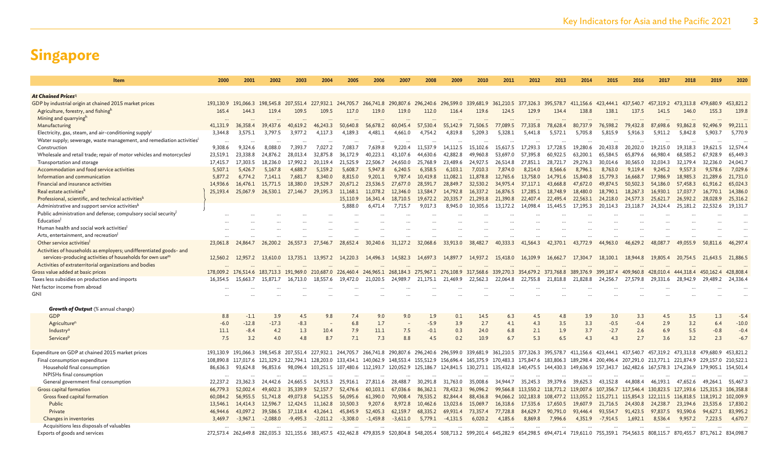# Singapore

| Item | 2000 | 2001 | 2002 | 2003 | 2004 | 2005 | 2006 | 2007 | 2008 | 2009 | 2010 | 2011 | 2012 | 2013 | 2014 | 2015 | 2016 | 2017 | 2018 | 2019 | 2020 |
|---|---|---|---|---|---|---|---|---|---|---|---|---|---|---|---|---|---|---|---|---|---|
| ***At Chained Prices***[q] | | | | | | | | | | | | | | | | | | | | | |
| GDP by industrial origin at chained 2015 market prices | 193,130.9 | 191,066.3 | 198,545.8 | 207,551.4 | 227,932.1 | 244,705.7 | 266,741.8 | 290,807.6 | 296,240.6 | 296,599.0 | 339,681.9 | 361,210.5 | 377,326.3 | 395,578.7 | 411,156.6 | 423,444.1 | 437,540.7 | 457,319.2 | 473,313.8 | 479,680.9 | 453,821.2 |
| Agriculture, forestry, and fishing[h] | 165.4 | 144.3 | 119.4 | 109.5 | 109.5 | 117.0 | 119.0 | 119.0 | 112.0 | 116.4 | 119.6 | 124.5 | 129.9 | 134.4 | 138.8 | 138.1 | 137.5 | 141.5 | 146.0 | 155.3 | 139.8 |
| Mining and quarrying[h] | ... | ... | ... | ... | ... | ... | ... | ... | ... | ... | ... | ... | ... | ... | ... | ... | ... | ... | ... | ... | ... |
| Manufacturing | 41,131.9 | 36,358.4 | 39,437.6 | 40,619.2 | 46,243.3 | 50,640.8 | 56,678.2 | 60,045.4 | 57,530.4 | 55,142.9 | 71,506.5 | 77,089.5 | 77,335.8 | 78,628.4 | 80,737.9 | 76,598.2 | 79,432.8 | 87,698.6 | 93,862.8 | 92,496.9 | 99,211.1 |
| Electricity, gas, steam, and air-conditioning supply[i] | 3,344.8 | 3,575.1 | 3,797.5 | 3,977.2 | 4,117.3 | 4,189.3 | 4,481.1 | 4,661.0 | 4,754.2 | 4,819.8 | 5,209.3 | 5,328.1 | 5,441.8 | 5,572.1 | 5,705.8 | 5,815.9 | 5,916.3 | 5,911.2 | 5,842.8 | 5,903.7 | 5,770.9 |
| Water supply; sewerage, waste management, and remediation activities[i] | ... | ... | ... | ... | ... | ... | ... | ... | ... | ... | ... | ... | ... | ... | ... | ... | ... | ... | ... | ... | ... |
| Construction | 9,308.6 | 9,324.6 | 8,088.0 | 7,393.7 | 7,027.2 | 7,083.7 | 7,639.8 | 9,220.4 | 11,537.9 | 14,112.5 | 15,102.6 | 15,617.5 | 17,293.3 | 17,728.5 | 19,280.6 | 20,433.8 | 20,202.0 | 19,215.0 | 19,318.3 | 19,621.5 | 12,574.4 |
| Wholesale and retail trade; repair of motor vehicles and motorcycles[j] | 23,519.1 | 23,338.8 | 24,876.2 | 28,013.4 | 32,875.8 | 36,172.9 | 40,223.1 | 43,107.6 | 44,630.6 | 42,882.8 | 49,960.8 | 53,697.0 | 57,395.8 | 60,922.5 | 63,200.1 | 65,584.5 | 65,879.6 | 66,980.4 | 68,585.2 | 67,928.9 | 65,449.3 |
| Transportation and storage | 17,415.7 | 17,303.5 | 18,236.0 | 17,992.2 | 20,119.4 | 21,525.9 | 22,506.7 | 24,650.0 | 25,768.9 | 23,489.6 | 24,927.5 | 26,514.8 | 27,851.1 | 28,721.7 | 29,276.3 | 30,014.6 | 30,565.0 | 32,034.3 | 32,179.4 | 32,236.0 | 24,041.7 |
| Accommodation and food service activities | 5,507.1 | 5,426.7 | 5,167.8 | 4,688.7 | 5,159.2 | 5,608.7 | 5,947.8 | 6,240.5 | 6,358.5 | 6,103.1 | 7,010.3 | 7,874.0 | 8,214.0 | 8,566.6 | 8,796.1 | 8,763.0 | 9,119.4 | 9,245.2 | 9,557.3 | 9,578.6 | 7,029.6 |
| Information and communication | 5,877.2 | 6,774.2 | 7,141.1 | 7,681.7 | 8,340.0 | 8,815.0 | 9,201.1 | 9,787.4 | 10,419.8 | 11,082.1 | 11,878.8 | 12,765.6 | 13,758.0 | 14,791.6 | 15,840.8 | 15,779.3 | 16,668.7 | 17,986.9 | 18,985.3 | 21,289.6 | 21,731.0 |
| Financial and insurance activities | 14,936.6 | 16,476.1 | 15,771.5 | 18,380.0 | 19,529.7 | 20,671.2 | 23,536.5 | 27,677.0 | 28,591.7 | 28,849.7 | 32,530.2 | 34,975.4 | 37,117.1 | 43,668.8 | 47,672.0 | 49,874.5 | 50,502.3 | 54,186.0 | 57,458.3 | 61,916.2 | 65,024.3 |
| Real estate activities[k] | 25,193.4 | 25,067.9 | 26,530.1 | 27,146.7 | 29,195.3 | 11,168.1 | 11,078.2 | 12,346.0 | 13,584.7 | 14,792.8 | 16,337.2 | 16,876.5 | 17,285.1 | 18,748.9 | 18,480.0 | 18,790.1 | 18,267.3 | 16,930.1 | 17,037.7 | 16,770.1 | 14,386.0 |
| Professional, scientific, and technical activities[k] | | | | | | 15,110.9 | 16,341.4 | 18,710.5 | 19,672.2 | 20,335.7 | 21,293.8 | 21,390.8 | 22,407.4 | 22,495.4 | 22,563.1 | 24,218.0 | 24,577.3 | 25,621.7 | 26,592.2 | 28,028.9 | 25,316.2 |
| Administrative and support service activities[k] | | | | | | 5,888.0 | 6,471.4 | 7,715.7 | 9,017.3 | 8,945.0 | 10,305.6 | 13,172.2 | 14,098.4 | 15,445.5 | 17,195.3 | 20,114.3 | 23,118.7 | 24,324.4 | 25,181.2 | 22,532.6 | 19,131.7 |
| Public administration and defense; compulsory social security[l] | ... | ... | ... | ... | ... | ... | ... | ... | ... | ... | ... | ... | ... | ... | ... | ... | ... | ... | ... | ... | ... |
| Education[l] | ... | ... | ... | ... | ... | ... | ... | ... | ... | ... | ... | ... | ... | ... | ... | ... | ... | ... | ... | ... | ... |
| Human health and social work activities[l] | ... | ... | ... | ... | ... | ... | ... | ... | ... | ... | ... | ... | ... | ... | ... | ... | ... | ... | ... | ... | ... |
| Arts, entertainment, and recreation[l] | ... | ... | ... | ... | ... | ... | ... | ... | ... | ... | ... | ... | ... | ... | ... | ... | ... | ... | ... | ... | ... |
| Other service activities[l] | 23,061.8 | 24,864.7 | 26,200.2 | 26,557.3 | 27,546.7 | 28,652.4 | 30,240.6 | 31,127.2 | 32,068.6 | 33,913.0 | 38,482.7 | 40,333.3 | 41,564.3 | 42,370.1 | 43,772.9 | 44,963.0 | 46,629.2 | 48,087.7 | 49,055.9 | 50,811.6 | 46,297.4 |
| Activities of households as employers; undifferentiated goods- and services-producing activities of households for own use[m] | 12,560.2 | 12,957.2 | 13,610.0 | 13,735.1 | 13,957.2 | 14,220.3 | 14,496.3 | 14,582.3 | 14,697.3 | 14,897.7 | 14,937.2 | 15,418.0 | 16,109.9 | 16,662.7 | 17,304.7 | 18,100.1 | 18,944.8 | 19,805.4 | 20,754.5 | 21,643.5 | 21,886.5 |
| Activities of extraterritorial organizations and bodies | ... | ... | ... | ... | ... | ... | ... | ... | ... | ... | ... | ... | ... | ... | ... | ... | ... | ... | ... | ... | ... |
| Gross value added at basic prices | 178,009.2 | 176,514.6 | 183,713.3 | 191,969.0 | 210,687.0 | 226,460.4 | 246,965.1 | 268,184.3 | 275,967.1 | 276,108.9 | 317,568.6 | 339,270.3 | 354,679.2 | 373,768.8 | 389,376.9 | 399,187.4 | 409,960.8 | 428,010.4 | 444,318.4 | 450,162.4 | 428,808.4 |
| Taxes less subsidies on production and imports | 16,354.5 | 15,663.7 | 15,871.7 | 16,713.0 | 18,557.6 | 19,472.0 | 21,020.5 | 24,989.7 | 21,175.1 | 21,469.9 | 22,562.3 | 22,064.8 | 22,755.8 | 21,818.8 | 21,828.8 | 24,256.7 | 27,579.8 | 29,331.6 | 28,942.9 | 29,489.2 | 24,336.4 |
| Net factor income from abroad | ... | ... | ... | ... | ... | ... | ... | ... | ... | ... | ... | ... | ... | ... | ... | ... | ... | ... | ... | ... | ... |
| GNI | ... | ... | ... | ... | ... | ... | ... | ... | ... | ... | ... | ... | ... | ... | ... | ... | ... | ... | ... | ... | ... |
| ***Growth of Output*** (% annual change) | | | | | | | | | | | | | | | | | | | | | |
| GDP | 8.8 | -1.1 | 3.9 | 4.5 | 9.8 | 7.4 | 9.0 | 9.0 | 1.9 | 0.1 | 14.5 | 6.3 | 4.5 | 4.8 | 3.9 | 3.0 | 3.3 | 4.5 | 3.5 | 1.3 | -5.4 |
| Agriculture[n] | -6.0 | -12.8 | -17.3 | -8.3 | – | 6.8 | 1.7 | – | -5.9 | 3.9 | 2.7 | 4.1 | 4.3 | 3.5 | 3.3 | -0.5 | -0.4 | 2.9 | 3.2 | 6.4 | -10.0 |
| Industry[o] | 11.1 | -8.4 | 4.2 | 1.3 | 10.4 | 7.9 | 11.1 | 7.5 | -0.1 | 0.3 | 24.0 | 6.8 | 2.1 | 1.9 | 3.7 | -2.7 | 2.6 | 6.9 | 5.5 | -0.8 | -0.4 |
| Services[p] | 7.5 | 3.2 | 4.0 | 4.8 | 8.7 | 7.1 | 7.3 | 8.8 | 4.5 | 0.2 | 10.9 | 6.7 | 5.3 | 6.5 | 4.3 | 4.3 | 2.7 | 3.6 | 3.2 | 2.3 | -6.7 |
| Expenditure on GDP at chained 2015 market prices | 193,130.9 | 191,066.3 | 198,545.8 | 207,551.4 | 227,932.1 | 244,705.7 | 266,741.8 | 290,807.6 | 296,240.6 | 296,599.0 | 339,681.9 | 361,210.5 | 377,326.3 | 395,578.7 | 411,156.6 | 423,444.1 | 437,540.7 | 457,319.2 | 473,313.8 | 479,680.9 | 453,821.2 |
| Final consumption expenditure | 108,890.8 | 117,017.6 | 121,329.2 | 122,794.1 | 128,203.0 | 133,434.1 | 140,062.9 | 148,553.4 | 155,512.9 | 156,696.4 | 165,375.9 | 170,483.3 | 175,847.6 | 183,806.3 | 189,298.4 | 200,496.4 | 207,291.0 | 213,771.1 | 221,874.9 | 229,157.0 | 210,522.1 |
| Household final consumption | 86,636.3 | 93,624.8 | 96,853.6 | 98,096.4 | 103,251.5 | 107,480.6 | 112,193.7 | 120,052.9 | 125,186.7 | 124,841.5 | 130,273.1 | 135,432.8 | 140,475.5 | 144,430.3 | 149,636.9 | 157,343.7 | 162,482.6 | 167,578.3 | 174,236.9 | 179,905.1 | 154,501.4 |
| NPISHs final consumption | ... | ... | ... | ... | ... | ... | ... | ... | ... | ... | ... | ... | ... | ... | ... | ... | ... | ... | ... | ... | ... |
| General government final consumption | 22,237.2 | 23,362.3 | 24,442.6 | 24,665.5 | 24,915.3 | 25,916.1 | 27,811.6 | 28,488.7 | 30,291.8 | 31,763.0 | 35,008.6 | 34,944.7 | 35,245.3 | 39,379.6 | 39,625.3 | 43,152.8 | 44,808.4 | 46,193.1 | 47,652.6 | 49,264.1 | 55,467.3 |
| Gross capital formation | 66,779.3 | 52,002.4 | 49,602.3 | 35,339.9 | 52,157.7 | 52,476.6 | 60,103.1 | 67,036.6 | 86,362.1 | 78,432.3 | 96,096.2 | 99,566.8 | 113,550.2 | 118,771.2 | 119,007.6 | 107,356.7 | 117,546.4 | 130,823.5 | 127,193.6 | 125,315.3 | 106,358.8 |
| Gross fixed capital formation | 60,084.2 | 56,955.5 | 51,741.8 | 49,073.8 | 54,125.5 | 56,095.6 | 61,390.0 | 70,908.4 | 78,535.2 | 82,844.4 | 88,436.8 | 94,066.2 | 102,183.8 | 108,477.2 | 113,055.2 | 115,271.1 | 115,854.3 | 122,111.5 | 116,818.5 | 118,191.2 | 102,009.9 |
| Public | 13,546.1 | 14,414.3 | 12,596.7 | 12,424.5 | 11,162.8 | 10,500.3 | 9,207.6 | 8,972.8 | 10,462.6 | 13,023.6 | 15,069.7 | 16,318.6 | 17,535.6 | 17,650.5 | 19,607.9 | 21,716.5 | 24,430.8 | 24,238.7 | 23,194.6 | 23,535.6 | 17,830.2 |
| Private | 46,944.6 | 43,097.2 | 39,586.5 | 37,118.4 | 43,264.1 | 45,845.9 | 52,405.3 | 62,159.7 | 68,335.2 | 69,931.4 | 73,357.4 | 77,728.8 | 84,629.7 | 90,791.0 | 93,446.4 | 93,554.7 | 91,423.5 | 97,837.5 | 93,590.6 | 94,627.1 | 83,995.2 |
| Changes in inventories | 3,469.7 | -3,967.1 | -2,088.0 | -9,495.3 | -2,011.2 | -3,308.0 | -1,459.8 | -3,611.0 | 5,779.1 | -4,131.5 | 6,020.2 | 4,185.6 | 8,869.8 | 7,996.6 | 4,351.9 | -7,914.5 | 1,692.1 | 8,536.4 | 9,957.2 | 7,223.5 | 4,670.7 |
| Acquisitions less disposals of valuables | ... | ... | ... | ... | ... | ... | ... | ... | ... | ... | ... | ... | ... | ... | ... | ... | ... | ... | ... | ... | ... |
| Exports of goods and services | 272,573.4 | 262,649.8 | 282,035.3 | 321,155.6 | 383,457.5 | 432,462.8 | 479,835.9 | 520,804.8 | 548,205.4 | 508,713.2 | 599,201.4 | 645,282.9 | 654,298.5 | 694,471.4 | 719,611.0 | 755,359.1 | 754,563.5 | 808,115.7 | 870,455.7 | 871,761.2 | 834,098.7 |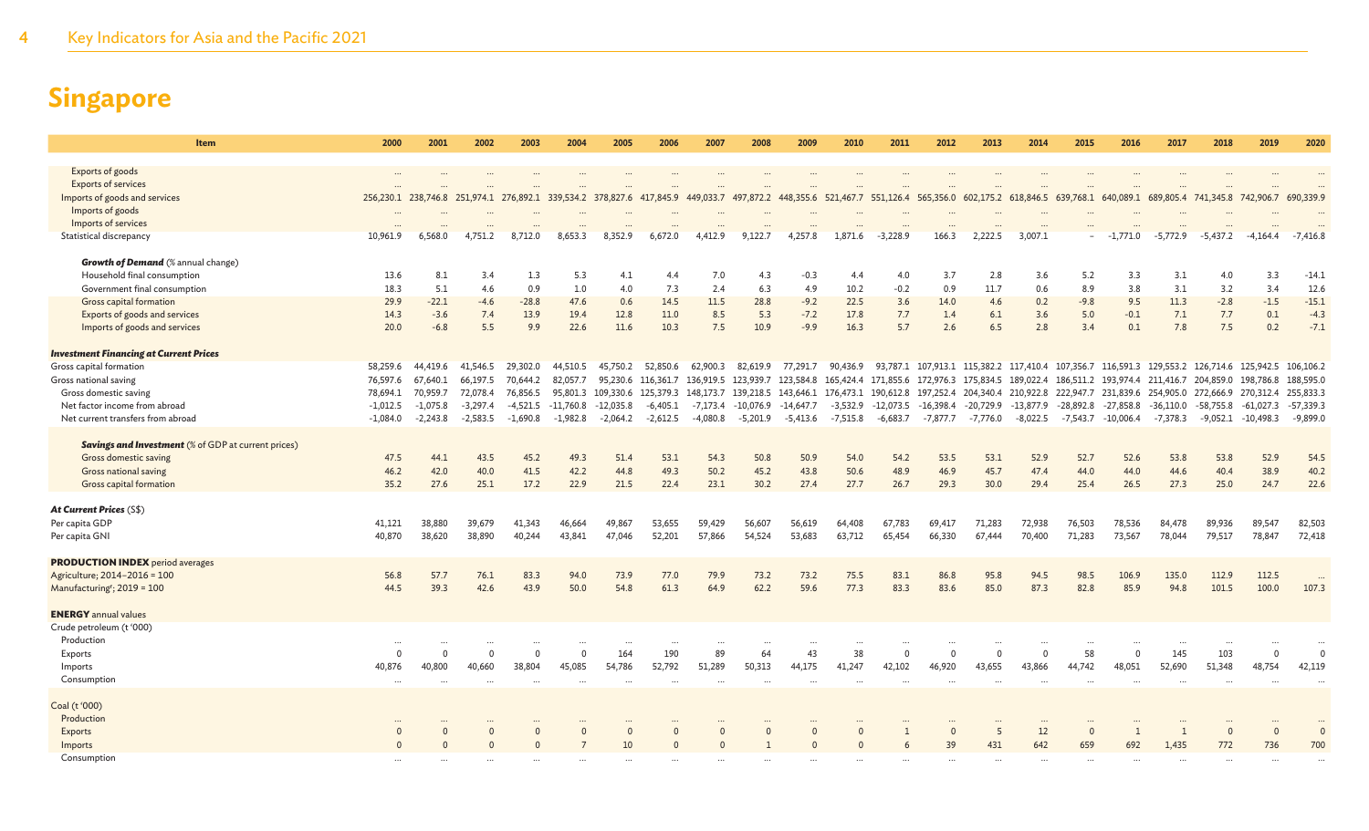# Singapore

| Item | 2000 | 2001 | 2002 | 2003 | 2004 | 2005 | 2006 | 2007 | 2008 | 2009 | 2010 | 2011 | 2012 | 2013 | 2014 | 2015 | 2016 | 2017 | 2018 | 2019 | 2020 |
|---|---|---|---|---|---|---|---|---|---|---|---|---|---|---|---|---|---|---|---|---|---|
| Exports of goods | ... | ... | ... | ... | ... | ... | ... | ... | ... | ... | ... | ... | ... | ... | ... | ... | ... | ... | ... | ... | ... |
| Exports of services | ... | ... | ... | ... | ... | ... | ... | ... | ... | ... | ... | ... | ... | ... | ... | ... | ... | ... | ... | ... | ... |
| Imports of goods and services | 256,230.1 | 238,746.8 | 251,974.1 | 276,892.1 | 339,534.2 | 378,827.6 | 417,845.9 | 449,033.7 | 497,872.2 | 448,355.6 | 521,467.7 | 551,126.4 | 565,356.0 | 602,175.2 | 618,846.5 | 639,768.1 | 640,089.1 | 689,805.4 | 741,345.8 | 742,906.7 | 690,339.9 |
| Imports of goods | ... | ... | ... | ... | ... | ... | ... | ... | ... | ... | ... | ... | ... | ... | ... | ... | ... | ... | ... | ... | ... |
| Imports of services | ... | ... | ... | ... | ... | ... | ... | ... | ... | ... | ... | ... | ... | ... | ... | ... | ... | ... | ... | ... | ... |
| Statistical discrepancy | 10,961.9 | 6,568.0 | 4,751.2 | 8,712.0 | 8,653.3 | 8,352.9 | 6,672.0 | 4,412.9 | 9,122.7 | 4,257.8 | 1,871.6 | -3,228.9 | 166.3 | 2,222.5 | 3,007.1 | – | -1,771.0 | -5,772.9 | -5,437.2 | -4,164.4 | -7,416.8 |
| ***Growth of Demand*** (% annual change) | | | | | | | | | | | | | | | | | | | | | |
| Household final consumption | 13.6 | 8.1 | 3.4 | 1.3 | 5.3 | 4.1 | 4.4 | 7.0 | 4.3 | -0.3 | 4.4 | 4.0 | 3.7 | 2.8 | 3.6 | 5.2 | 3.3 | 3.1 | 4.0 | 3.3 | -14.1 |
| Government final consumption | 18.3 | 5.1 | 4.6 | 0.9 | 1.0 | 4.0 | 7.3 | 2.4 | 6.3 | 4.9 | 10.2 | -0.2 | 0.9 | 11.7 | 0.6 | 8.9 | 3.8 | 3.1 | 3.2 | 3.4 | 12.6 |
| Gross capital formation | 29.9 | -22.1 | -4.6 | -28.8 | 47.6 | 0.6 | 14.5 | 11.5 | 28.8 | -9.2 | 22.5 | 3.6 | 14.0 | 4.6 | 0.2 | -9.8 | 9.5 | 11.3 | -2.8 | -1.5 | -15.1 |
| Exports of goods and services | 14.3 | -3.6 | 7.4 | 13.9 | 19.4 | 12.8 | 11.0 | 8.5 | 5.3 | -7.2 | 17.8 | 7.7 | 1.4 | 6.1 | 3.6 | 5.0 | -0.1 | 7.1 | 7.7 | 0.1 | -4.3 |
| Imports of goods and services | 20.0 | -6.8 | 5.5 | 9.9 | 22.6 | 11.6 | 10.3 | 7.5 | 10.9 | -9.9 | 16.3 | 5.7 | 2.6 | 6.5 | 2.8 | 3.4 | 0.1 | 7.8 | 7.5 | 0.2 | -7.1 |
| ***Investment Financing at Current Prices*** | | | | | | | | | | | | | | | | | | | | | |
| Gross capital formation | 58,259.6 | 44,419.6 | 41,546.5 | 29,302.0 | 44,510.5 | 45,750.2 | 52,850.6 | 62,900.3 | 82,619.9 | 77,291.7 | 90,436.9 | 93,787.1 | 107,913.1 | 115,382.2 | 117,410.4 | 107,356.7 | 116,591.3 | 129,553.2 | 126,714.6 | 125,942.5 | 106,106.2 |
| Gross national saving | 76,597.6 | 67,640.1 | 66,197.5 | 70,644.2 | 82,057.7 | 95,230.6 | 116,361.7 | 136,919.5 | 123,939.7 | 123,584.8 | 165,424.4 | 171,855.6 | 172,976.3 | 175,834.5 | 189,022.4 | 186,511.2 | 193,974.4 | 211,416.7 | 204,859.0 | 198,786.8 | 188,595.0 |
| Gross domestic saving | 78,694.1 | 70,959.7 | 72,078.4 | 76,856.5 | 95,801.3 | 109,330.6 | 125,379.3 | 148,173.7 | 139,218.5 | 143,646.1 | 176,473.1 | 190,612.8 | 197,252.4 | 204,340.4 | 210,922.8 | 222,947.7 | 231,839.6 | 254,905.0 | 272,666.9 | 270,312.4 | 255,833.3 |
| Net factor income from abroad | -1,012.5 | -1,075.8 | -3,297.4 | -4,521.5 | -11,760.8 | -12,035.8 | -6,405.1 | -7,173.4 | -10,076.9 | -14,647.7 | -3,532.9 | -12,073.5 | -16,398.4 | -20,729.9 | -13,877.9 | -28,892.8 | -27,858.8 | -36,110.0 | -58,755.8 | -61,027.3 | -57,339.3 |
| Net current transfers from abroad | -1,084.0 | -2,243.8 | -2,583.5 | -1,690.8 | -1,982.8 | -2,064.2 | -2,612.5 | -4,080.8 | -5,201.9 | -5,413.6 | -7,515.8 | -6,683.7 | -7,877.7 | -7,776.0 | -8,022.5 | -7,543.7 | -10,006.4 | -7,378.3 | -9,052.1 | -10,498.3 | -9,899.0 |
| ***Savings and Investment*** (% of GDP at current prices) | | | | | | | | | | | | | | | | | | | | | |
| Gross domestic saving | 47.5 | 44.1 | 43.5 | 45.2 | 49.3 | 51.4 | 53.1 | 54.3 | 50.8 | 50.9 | 54.0 | 54.2 | 53.5 | 53.1 | 52.9 | 52.7 | 52.6 | 53.8 | 53.8 | 52.9 | 54.5 |
| Gross national saving | 46.2 | 42.0 | 40.0 | 41.5 | 42.2 | 44.8 | 49.3 | 50.2 | 45.2 | 43.8 | 50.6 | 48.9 | 46.9 | 45.7 | 47.4 | 44.0 | 44.0 | 44.6 | 40.4 | 38.9 | 40.2 |
| Gross capital formation | 35.2 | 27.6 | 25.1 | 17.2 | 22.9 | 21.5 | 22.4 | 23.1 | 30.2 | 27.4 | 27.7 | 26.7 | 29.3 | 30.0 | 29.4 | 25.4 | 26.5 | 27.3 | 25.0 | 24.7 | 22.6 |
| ***At Current Prices*** (S$) | | | | | | | | | | | | | | | | | | | | | |
| Per capita GDP | 41,121 | 38,880 | 39,679 | 41,343 | 46,664 | 49,867 | 53,655 | 59,429 | 56,607 | 56,619 | 64,408 | 67,783 | 69,417 | 71,283 | 72,938 | 76,503 | 78,536 | 84,478 | 89,936 | 89,547 | 82,503 |
| Per capita GNI | 40,870 | 38,620 | 38,890 | 40,244 | 43,841 | 47,046 | 52,201 | 57,866 | 54,524 | 53,683 | 63,712 | 65,454 | 66,330 | 67,444 | 70,400 | 71,283 | 73,567 | 78,044 | 79,517 | 78,847 | 72,418 |
| **PRODUCTION INDEX** period averages | | | | | | | | | | | | | | | | | | | | | |
| Agriculture; 2014–2016 = 100 | 56.8 | 57.7 | 76.1 | 83.3 | 94.0 | 73.9 | 77.0 | 79.9 | 73.2 | 73.2 | 75.5 | 83.1 | 86.8 | 95.8 | 94.5 | 98.5 | 106.9 | 135.0 | 112.9 | 112.5 | ... |
| Manufacturing[f]; 2019 = 100 | 44.5 | 39.3 | 42.6 | 43.9 | 50.0 | 54.8 | 61.3 | 64.9 | 62.2 | 59.6 | 77.3 | 83.3 | 83.6 | 85.0 | 87.3 | 82.8 | 85.9 | 94.8 | 101.5 | 100.0 | 107.3 |
| **ENERGY** annual values | | | | | | | | | | | | | | | | | | | | | |
| Crude petroleum (t '000) | | | | | | | | | | | | | | | | | | | | | |
| Production | ... | ... | ... | ... | ... | ... | ... | ... | ... | ... | ... | ... | ... | ... | ... | ... | ... | ... | ... | ... | ... |
| Exports | 0 | 0 | 0 | 0 | 0 | 164 | 190 | 89 | 64 | 43 | 38 | 0 | 0 | 0 | 0 | 58 | 0 | 145 | 103 | 0 | 0 |
| Imports | 40,876 | 40,800 | 40,660 | 38,804 | 45,085 | 54,786 | 52,792 | 51,289 | 50,313 | 44,175 | 41,247 | 42,102 | 46,920 | 43,655 | 43,866 | 44,742 | 48,051 | 52,690 | 51,348 | 48,754 | 42,119 |
| Consumption | ... | ... | ... | ... | ... | ... | ... | ... | ... | ... | ... | ... | ... | ... | ... | ... | ... | ... | ... | ... | ... |
| Coal (t '000) | | | | | | | | | | | | | | | | | | | | | |
| Production | ... | ... | ... | ... | ... | ... | ... | ... | ... | ... | ... | ... | ... | ... | ... | ... | ... | ... | ... | ... | ... |
| Exports | 0 | 0 | 0 | 0 | 0 | 0 | 0 | 0 | 0 | 0 | 0 | 1 | 0 | 5 | 12 | 0 | 1 | 1 | 0 | 0 | 0 |
| Imports | 0 | 0 | 0 | 0 | 7 | 10 | 0 | 0 | 1 | 0 | 0 | 6 | 39 | 431 | 642 | 659 | 692 | 1,435 | 772 | 736 | 700 |
| Consumption | ... | ... | ... | ... | ... | ... | ... | ... | ... | ... | ... | ... | ... | ... | ... | ... | ... | ... | ... | ... | ... |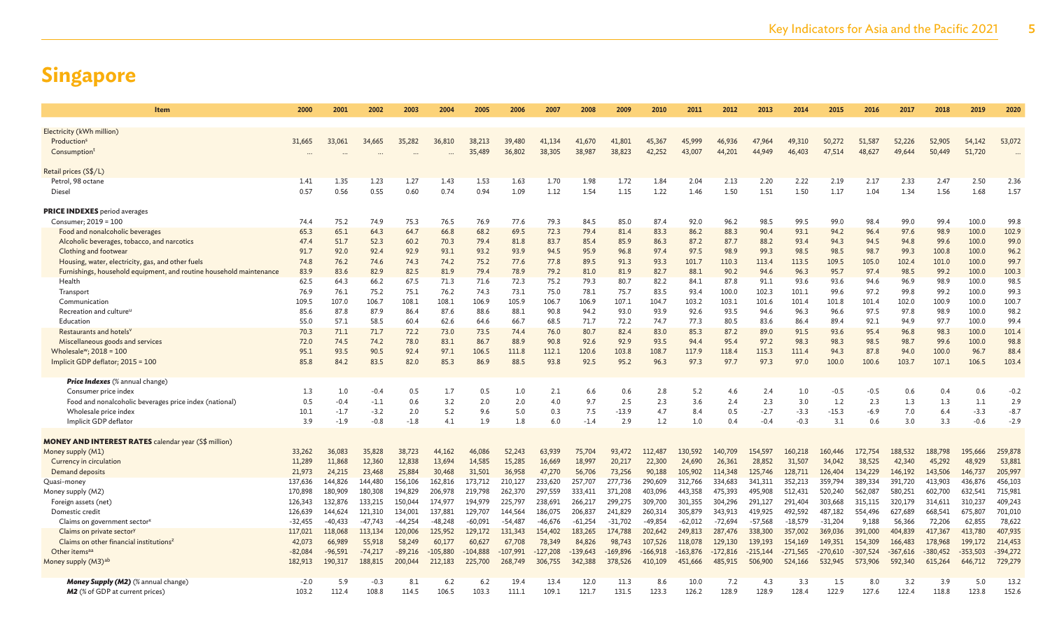# Singapore

| Item | 2000 | 2001 | 2002 | 2003 | 2004 | 2005 | 2006 | 2007 | 2008 | 2009 | 2010 | 2011 | 2012 | 2013 | 2014 | 2015 | 2016 | 2017 | 2018 | 2019 | 2020 |
|---|---|---|---|---|---|---|---|---|---|---|---|---|---|---|---|---|---|---|---|---|---|
| Electricity (kWh million) | | | | | | | | | | | | | | | | | | | | | |
| Production[s] | 31,665 | 33,061 | 34,665 | 35,282 | 36,810 | 38,213 | 39,480 | 41,134 | 41,670 | 41,801 | 45,367 | 45,999 | 46,936 | 47,964 | 49,310 | 50,272 | 51,587 | 52,226 | 52,905 | 54,142 | 53,072 |
| Consumption[t] | ... | ... | ... | ... | ... | 35,489 | 36,802 | 38,305 | 38,987 | 38,823 | 42,252 | 43,007 | 44,201 | 44,949 | 46,403 | 47,514 | 48,627 | 49,644 | 50,449 | 51,720 | ... |
| Retail prices (S$/L) | | | | | | | | | | | | | | | | | | | | | |
| Petrol, 98 octane | 1.41 | 1.35 | 1.23 | 1.27 | 1.43 | 1.53 | 1.63 | 1.70 | 1.98 | 1.72 | 1.84 | 2.04 | 2.13 | 2.20 | 2.22 | 2.19 | 2.17 | 2.33 | 2.47 | 2.50 | 2.36 |
| Diesel | 0.57 | 0.56 | 0.55 | 0.60 | 0.74 | 0.94 | 1.09 | 1.12 | 1.54 | 1.15 | 1.22 | 1.46 | 1.50 | 1.51 | 1.50 | 1.17 | 1.04 | 1.34 | 1.56 | 1.68 | 1.57 |
| **PRICE INDEXES** period averages | | | | | | | | | | | | | | | | | | | | | |
| Consumer; 2019 = 100 | 74.4 | 75.2 | 74.9 | 75.3 | 76.5 | 76.9 | 77.6 | 79.3 | 84.5 | 85.0 | 87.4 | 92.0 | 96.2 | 98.5 | 99.5 | 99.0 | 98.4 | 99.0 | 99.4 | 100.0 | 99.8 |
| Food and nonalcoholic beverages | 65.3 | 65.1 | 64.3 | 64.7 | 66.8 | 68.2 | 69.5 | 72.3 | 79.4 | 81.4 | 83.3 | 86.2 | 88.3 | 90.4 | 93.1 | 94.2 | 96.4 | 97.6 | 98.9 | 100.0 | 102.9 |
| Alcoholic beverages, tobacco, and narcotics | 47.4 | 51.7 | 52.3 | 60.2 | 70.3 | 79.4 | 81.8 | 83.7 | 85.4 | 85.9 | 86.3 | 87.2 | 87.7 | 88.2 | 93.4 | 94.3 | 94.5 | 94.8 | 99.6 | 100.0 | 99.0 |
| Clothing and footwear | 91.7 | 92.0 | 92.4 | 92.9 | 93.1 | 93.2 | 93.9 | 94.5 | 95.9 | 96.8 | 97.4 | 97.5 | 98.9 | 99.3 | 98.5 | 98.5 | 98.7 | 99.3 | 100.8 | 100.0 | 96.2 |
| Housing, water, electricity, gas, and other fuels | 74.8 | 76.2 | 74.6 | 74.3 | 74.2 | 75.2 | 77.6 | 77.8 | 89.5 | 91.3 | 93.3 | 101.7 | 110.3 | 113.4 | 113.5 | 109.5 | 105.0 | 102.4 | 101.0 | 100.0 | 99.7 |
| Furnishings, household equipment, and routine household maintenance | 83.9 | 83.6 | 82.9 | 82.5 | 81.9 | 79.4 | 78.9 | 79.2 | 81.0 | 81.9 | 82.7 | 88.1 | 90.2 | 94.6 | 96.3 | 95.7 | 97.4 | 98.5 | 99.2 | 100.0 | 100.3 |
| Health | 62.5 | 64.3 | 66.2 | 67.5 | 71.3 | 71.6 | 72.3 | 75.2 | 79.3 | 80.7 | 82.2 | 84.1 | 87.8 | 91.1 | 93.6 | 93.6 | 94.6 | 96.9 | 98.9 | 100.0 | 98.5 |
| Transport | 76.9 | 76.1 | 75.2 | 75.1 | 76.2 | 74.3 | 73.1 | 75.0 | 78.1 | 75.7 | 83.5 | 93.4 | 100.0 | 102.3 | 101.1 | 99.6 | 97.2 | 99.8 | 99.2 | 100.0 | 99.3 |
| Communication | 109.5 | 107.0 | 106.7 | 108.1 | 108.1 | 106.9 | 105.9 | 106.7 | 106.9 | 107.1 | 104.7 | 103.2 | 103.1 | 101.6 | 101.4 | 101.8 | 101.4 | 102.0 | 100.9 | 100.0 | 100.7 |
| Recreation and culture[u] | 85.6 | 87.8 | 87.9 | 86.4 | 87.6 | 88.6 | 88.1 | 90.8 | 94.2 | 93.0 | 93.9 | 92.6 | 93.5 | 94.6 | 96.3 | 96.6 | 97.5 | 97.8 | 98.9 | 100.0 | 98.2 |
| Education | 55.0 | 57.1 | 58.5 | 60.4 | 62.6 | 64.6 | 66.7 | 68.5 | 71.7 | 72.2 | 74.7 | 77.3 | 80.5 | 83.6 | 86.4 | 89.4 | 92.1 | 94.9 | 97.7 | 100.0 | 99.4 |
| Restaurants and hotels[v] | 70.3 | 71.1 | 71.7 | 72.2 | 73.0 | 73.5 | 74.4 | 76.0 | 80.7 | 82.4 | 83.0 | 85.3 | 87.2 | 89.0 | 91.5 | 93.6 | 95.4 | 96.8 | 98.3 | 100.0 | 101.4 |
| Miscellaneous goods and services | 72.0 | 74.5 | 74.2 | 78.0 | 83.1 | 86.7 | 88.9 | 90.8 | 92.6 | 92.9 | 93.5 | 94.4 | 95.4 | 97.2 | 98.3 | 98.3 | 98.5 | 98.7 | 99.6 | 100.0 | 98.8 |
| Wholesale[w]; 2018 = 100 | 95.1 | 93.5 | 90.5 | 92.4 | 97.1 | 106.5 | 111.8 | 112.1 | 120.6 | 103.8 | 108.7 | 117.9 | 118.4 | 115.3 | 111.4 | 94.3 | 87.8 | 94.0 | 100.0 | 96.7 | 88.4 |
| Implicit GDP deflator; 2015 = 100 | 85.8 | 84.2 | 83.5 | 82.0 | 85.3 | 86.9 | 88.5 | 93.8 | 92.5 | 95.2 | 96.3 | 97.3 | 97.7 | 97.3 | 97.0 | 100.0 | 100.6 | 103.7 | 107.1 | 106.5 | 103.4 |
| ***Price Indexes*** (% annual change) | | | | | | | | | | | | | | | | | | | | | |
| Consumer price index | 1.3 | 1.0 | -0.4 | 0.5 | 1.7 | 0.5 | 1.0 | 2.1 | 6.6 | 0.6 | 2.8 | 5.2 | 4.6 | 2.4 | 1.0 | -0.5 | -0.5 | 0.6 | 0.4 | 0.6 | -0.2 |
| Food and nonalcoholic beverages price index (national) | 0.5 | -0.4 | -1.1 | 0.6 | 3.2 | 2.0 | 2.0 | 4.0 | 9.7 | 2.5 | 2.3 | 3.6 | 2.4 | 2.3 | 3.0 | 1.2 | 2.3 | 1.3 | 1.3 | 1.1 | 2.9 |
| Wholesale price index | 10.1 | -1.7 | -3.2 | 2.0 | 5.2 | 9.6 | 5.0 | 0.3 | 7.5 | -13.9 | 4.7 | 8.4 | 0.5 | -2.7 | -3.3 | -15.3 | -6.9 | 7.0 | 6.4 | -3.3 | -8.7 |
| Implicit GDP deflator | 3.9 | -1.9 | -0.8 | -1.8 | 4.1 | 1.9 | 1.8 | 6.0 | -1.4 | 2.9 | 1.2 | 1.0 | 0.4 | -0.4 | -0.3 | 3.1 | 0.6 | 3.0 | 3.3 | -0.6 | -2.9 |
| **MONEY AND INTEREST RATES** calendar year (S$ million) | | | | | | | | | | | | | | | | | | | | | |
| Money supply (M1) | 33,262 | 36,083 | 35,828 | 38,723 | 44,162 | 46,086 | 52,243 | 63,939 | 75,704 | 93,472 | 112,487 | 130,592 | 140,709 | 154,597 | 160,218 | 160,446 | 172,754 | 188,532 | 188,798 | 195,666 | 259,878 |
| Currency in circulation | 11,289 | 11,868 | 12,360 | 12,838 | 13,694 | 14,585 | 15,285 | 16,669 | 18,997 | 20,217 | 22,300 | 24,690 | 26,361 | 28,852 | 31,507 | 34,042 | 38,525 | 42,340 | 45,292 | 48,929 | 53,881 |
| Demand deposits | 21,973 | 24,215 | 23,468 | 25,884 | 30,468 | 31,501 | 36,958 | 47,270 | 56,706 | 73,256 | 90,188 | 105,902 | 114,348 | 125,746 | 128,711 | 126,404 | 134,229 | 146,192 | 143,506 | 146,737 | 205,997 |
| Quasi-money | 137,636 | 144,826 | 144,480 | 156,106 | 162,816 | 173,712 | 210,127 | 233,620 | 257,707 | 277,736 | 290,609 | 312,766 | 334,683 | 341,311 | 352,213 | 359,794 | 389,334 | 391,720 | 413,903 | 436,876 | 456,103 |
| Money supply (M2) | 170,898 | 180,909 | 180,308 | 194,829 | 206,978 | 219,798 | 262,370 | 297,559 | 333,411 | 371,208 | 403,096 | 443,358 | 475,393 | 495,908 | 512,431 | 520,240 | 562,087 | 580,251 | 602,700 | 632,541 | 715,981 |
| Foreign assets (net) | 126,343 | 132,876 | 133,215 | 150,044 | 174,977 | 194,979 | 225,797 | 238,691 | 266,217 | 299,275 | 309,700 | 301,355 | 304,296 | 291,127 | 291,404 | 303,668 | 315,115 | 320,179 | 314,611 | 310,237 | 409,243 |
| Domestic credit | 126,639 | 144,624 | 121,310 | 134,001 | 137,881 | 129,707 | 144,564 | 186,075 | 206,837 | 241,829 | 260,314 | 305,879 | 343,913 | 419,925 | 492,592 | 487,182 | 554,496 | 627,689 | 668,541 | 675,807 | 701,010 |
| Claims on government sector[x] | -32,455 | -40,433 | -47,743 | -44,254 | -48,248 | -60,091 | -54,487 | -46,676 | -61,254 | -31,702 | -49,854 | -62,012 | -72,694 | -57,568 | -18,579 | -31,204 | 9,188 | 56,366 | 72,206 | 62,855 | 78,622 |
| Claims on private sector[y] | 117,021 | 118,068 | 113,134 | 120,006 | 125,952 | 129,172 | 131,343 | 154,402 | 183,265 | 174,788 | 202,642 | 249,813 | 287,476 | 338,300 | 357,002 | 369,036 | 391,000 | 404,839 | 417,367 | 413,780 | 407,935 |
| Claims on other financial institutions[z] | 42,073 | 66,989 | 55,918 | 58,249 | 60,177 | 60,627 | 67,708 | 78,349 | 84,826 | 98,743 | 107,526 | 118,078 | 129,130 | 139,193 | 154,169 | 149,351 | 154,309 | 166,483 | 178,968 | 199,172 | 214,453 |
| Other items[aa] | -82,084 | -96,591 | -74,217 | -89,216 | -105,880 | -104,888 | -107,991 | -127,208 | -139,643 | -169,896 | -166,918 | -163,876 | -172,816 | -215,144 | -271,565 | -270,610 | -307,524 | -367,616 | -380,452 | -353,503 | -394,272 |
| Money supply (M3)[ab] | 182,913 | 190,317 | 188,815 | 200,044 | 212,183 | 225,700 | 268,749 | 306,755 | 342,388 | 378,526 | 410,109 | 451,666 | 485,915 | 506,900 | 524,166 | 532,945 | 573,906 | 592,340 | 615,264 | 646,712 | 729,279 |
| ***Money Supply (M2)*** (% annual change) | -2.0 | 5.9 | -0.3 | 8.1 | 6.2 | 6.2 | 19.4 | 13.4 | 12.0 | 11.3 | 8.6 | 10.0 | 7.2 | 4.3 | 3.3 | 1.5 | 8.0 | 3.2 | 3.9 | 5.0 | 13.2 |
| ***M2*** (% of GDP at current prices) | 103.2 | 112.4 | 108.8 | 114.5 | 106.5 | 103.3 | 111.1 | 109.1 | 121.7 | 131.5 | 123.3 | 126.2 | 128.9 | 128.9 | 128.4 | 122.9 | 127.6 | 122.4 | 118.8 | 123.8 | 152.6 |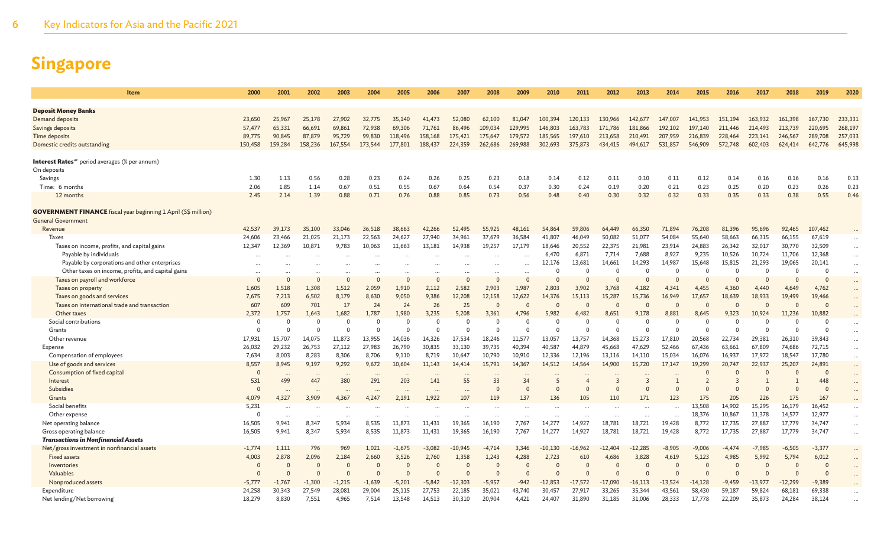# Singapore

| Item | 2000 | 2001 | 2002 | 2003 | 2004 | 2005 | 2006 | 2007 | 2008 | 2009 | 2010 | 2011 | 2012 | 2013 | 2014 | 2015 | 2016 | 2017 | 2018 | 2019 | 2020 |
|---|---|---|---|---|---|---|---|---|---|---|---|---|---|---|---|---|---|---|---|---|---|
| **Deposit Money Banks** | | | | | | | | | | | | | | | | | | | | | |
| Demand deposits | 23,650 | 25,967 | 25,178 | 27,902 | 32,775 | 35,140 | 41,473 | 52,080 | 62,100 | 81,047 | 100,394 | 120,133 | 130,966 | 142,677 | 147,007 | 141,953 | 151,194 | 163,932 | 161,398 | 167,730 | 233,331 |
| Savings deposits | 57,477 | 65,331 | 66,691 | 69,861 | 72,938 | 69,306 | 71,761 | 86,496 | 109,034 | 129,995 | 146,803 | 163,783 | 171,786 | 181,866 | 192,102 | 197,140 | 211,446 | 214,493 | 213,739 | 220,695 | 268,197 |
| Time deposits | 89,775 | 90,845 | 87,879 | 95,729 | 99,830 | 118,496 | 158,168 | 175,421 | 175,647 | 179,572 | 185,565 | 197,610 | 213,658 | 210,491 | 207,959 | 216,839 | 228,464 | 223,141 | 246,567 | 289,708 | 257,033 |
| Domestic credits outstanding | 150,458 | 159,284 | 158,236 | 167,554 | 173,544 | 177,801 | 188,437 | 224,359 | 262,686 | 269,988 | 302,693 | 375,873 | 434,415 | 494,617 | 531,857 | 546,909 | 572,748 | 602,403 | 624,414 | 642,776 | 645,998 |
| **Interest Rates**[ac] period averages (% per annum) | | | | | | | | | | | | | | | | | | | | | |
| On deposits | | | | | | | | | | | | | | | | | | | | | |
| Savings | 1.30 | 1.13 | 0.56 | 0.28 | 0.23 | 0.24 | 0.26 | 0.25 | 0.23 | 0.18 | 0.14 | 0.12 | 0.11 | 0.10 | 0.11 | 0.12 | 0.14 | 0.16 | 0.16 | 0.16 | 0.13 |
| Time: 6 months | 2.06 | 1.85 | 1.14 | 0.67 | 0.51 | 0.55 | 0.67 | 0.64 | 0.54 | 0.37 | 0.30 | 0.24 | 0.19 | 0.20 | 0.21 | 0.23 | 0.25 | 0.20 | 0.23 | 0.26 | 0.23 |
| 12 months | 2.45 | 2.14 | 1.39 | 0.88 | 0.71 | 0.76 | 0.88 | 0.85 | 0.73 | 0.56 | 0.48 | 0.40 | 0.30 | 0.32 | 0.32 | 0.33 | 0.35 | 0.33 | 0.38 | 0.55 | 0.46 |
| **GOVERNMENT FINANCE** fiscal year beginning 1 April (S$ million) | | | | | | | | | | | | | | | | | | | | | |
| General Government | | | | | | | | | | | | | | | | | | | | | |
| Revenue | 42,537 | 39,173 | 35,100 | 33,046 | 36,518 | 38,663 | 42,266 | 52,495 | 55,925 | 48,161 | 54,864 | 59,806 | 64,449 | 66,350 | 71,894 | 76,208 | 81,396 | 95,696 | 92,465 | 107,462 | ... |
| Taxes | 24,606 | 23,466 | 21,025 | 21,173 | 22,563 | 24,627 | 27,940 | 34,961 | 37,679 | 36,584 | 41,807 | 46,049 | 50,082 | 51,077 | 54,084 | 55,640 | 58,663 | 66,315 | 66,155 | 67,619 | ... |
| Taxes on income, profits, and capital gains | 12,347 | 12,369 | 10,871 | 9,783 | 10,063 | 11,663 | 13,181 | 14,938 | 19,257 | 17,179 | 18,646 | 20,552 | 22,375 | 21,981 | 23,914 | 24,883 | 26,342 | 32,017 | 30,770 | 32,509 | ... |
| Payable by individuals | ... | ... | ... | ... | ... | ... | ... | ... | ... | ... | 6,470 | 6,871 | 7,714 | 7,688 | 8,927 | 9,235 | 10,526 | 10,724 | 11,706 | 12,368 | ... |
| Payable by corporations and other enterprises | ... | ... | ... | ... | ... | ... | ... | ... | ... | ... | 12,176 | 13,681 | 14,661 | 14,293 | 14,987 | 15,648 | 15,815 | 21,293 | 19,065 | 20,141 | ... |
| Other taxes on income, profits, and capital gains | ... | ... | ... | ... | ... | ... | ... | ... | ... | ... | 0 | 0 | 0 | 0 | 0 | 0 | 0 | 0 | 0 | 0 | ... |
| Taxes on payroll and workforce | 0 | 0 | 0 | 0 | 0 | 0 | 0 | 0 | 0 | 0 | 0 | 0 | 0 | 0 | 0 | 0 | 0 | 0 | 0 | 0 | ... |
| Taxes on property | 1,605 | 1,518 | 1,308 | 1,512 | 2,059 | 1,910 | 2,112 | 2,582 | 2,903 | 1,987 | 2,803 | 3,902 | 3,768 | 4,182 | 4,341 | 4,455 | 4,360 | 4,440 | 4,649 | 4,762 | ... |
| Taxes on goods and services | 7,675 | 7,213 | 6,502 | 8,179 | 8,630 | 9,050 | 9,386 | 12,208 | 12,158 | 12,622 | 14,376 | 15,113 | 15,287 | 15,736 | 16,949 | 17,657 | 18,639 | 18,933 | 19,499 | 19,466 | ... |
| Taxes on international trade and transaction | 607 | 609 | 701 | 17 | 24 | 24 | 26 | 25 | 0 | 0 | 0 | 0 | 0 | 0 | 0 | 0 | 0 | 0 | 0 | 0 | ... |
| Other taxes | 2,372 | 1,757 | 1,643 | 1,682 | 1,787 | 1,980 | 3,235 | 5,208 | 3,361 | 4,796 | 5,982 | 6,482 | 8,651 | 9,178 | 8,881 | 8,645 | 9,323 | 10,924 | 11,236 | 10,882 | ... |
| Social contributions | 0 | 0 | 0 | 0 | 0 | 0 | 0 | 0 | 0 | 0 | 0 | 0 | 0 | 0 | 0 | 0 | 0 | 0 | 0 | 0 | ... |
| Grants | 0 | 0 | 0 | 0 | 0 | 0 | 0 | 0 | 0 | 0 | 0 | 0 | 0 | 0 | 0 | 0 | 0 | 0 | 0 | 0 | ... |
| Other revenue | 17,931 | 15,707 | 14,075 | 11,873 | 13,955 | 14,036 | 14,326 | 17,534 | 18,246 | 11,577 | 13,057 | 13,757 | 14,368 | 15,273 | 17,810 | 20,568 | 22,734 | 29,381 | 26,310 | 39,843 | ... |
| Expense | 26,032 | 29,232 | 26,753 | 27,112 | 27,983 | 26,790 | 30,835 | 33,130 | 39,735 | 40,394 | 40,587 | 44,879 | 45,668 | 47,629 | 52,466 | 67,436 | 63,661 | 67,809 | 74,686 | 72,715 | ... |
| Compensation of employees | 7,634 | 8,003 | 8,283 | 8,306 | 8,706 | 9,110 | 8,719 | 10,647 | 10,790 | 10,910 | 12,336 | 12,196 | 13,116 | 14,110 | 15,034 | 16,076 | 16,937 | 17,972 | 18,547 | 17,780 | ... |
| Use of goods and services | 8,557 | 8,945 | 9,197 | 9,292 | 9,672 | 10,604 | 11,143 | 14,414 | 15,791 | 14,367 | 14,512 | 14,564 | 14,900 | 15,720 | 17,147 | 19,299 | 20,747 | 22,937 | 25,207 | 24,891 | ... |
| Consumption of fixed capital | 0 | ... | ... | ... | ... | ... | ... | ... | ... | ... | ... | ... | ... | ... | ... | 0 | 0 | 0 | 0 | 0 | ... |
| Interest | 531 | 499 | 447 | 380 | 291 | 203 | 141 | 55 | 33 | 34 | 5 | 4 | 3 | 3 | 1 | 2 | 3 | 1 | 1 | 448 | ... |
| Subsidies | 0 | ... | ... | ... | ... | ... | ... | ... | 0 | 0 | 0 | 0 | 0 | 0 | 0 | 0 | 0 | 0 | 0 | 0 | ... |
| Grants | 4,079 | 4,327 | 3,909 | 4,367 | 4,247 | 2,191 | 1,922 | 107 | 119 | 137 | 136 | 105 | 110 | 171 | 123 | 175 | 205 | 226 | 175 | 167 | ... |
| Social benefits | 5,231 | ... | ... | ... | ... | ... | ... | ... | ... | ... | ... | ... | ... | ... | ... | 13,508 | 14,902 | 15,295 | 16,179 | 16,452 | ... |
| Other expense | 0 | ... | ... | ... | ... | ... | ... | ... | ... | ... | ... | ... | ... | ... | ... | 18,376 | 10,867 | 11,378 | 14,577 | 12,977 | ... |
| Net operating balance | 16,505 | 9,941 | 8,347 | 5,934 | 8,535 | 11,873 | 11,431 | 19,365 | 16,190 | 7,767 | 14,277 | 14,927 | 18,781 | 18,721 | 19,428 | 8,772 | 17,735 | 27,887 | 17,779 | 34,747 | ... |
| Gross operating balance | 16,505 | 9,941 | 8,347 | 5,934 | 8,535 | 11,873 | 11,431 | 19,365 | 16,190 | 7,767 | 14,277 | 14,927 | 18,781 | 18,721 | 19,428 | 8,772 | 17,735 | 27,887 | 17,779 | 34,747 | ... |
| ***Transactions in Nonfinancial Assets*** | | | | | | | | | | | | | | | | | | | | | |
| Net/gross investment in nonfinancial assets | -1,774 | 1,111 | 796 | 969 | 1,021 | -1,675 | -3,082 | -10,945 | -4,714 | 3,346 | -10,130 | -16,962 | -12,404 | -12,285 | -8,905 | -9,006 | -4,474 | -7,985 | -6,505 | -3,377 | ... |
| Fixed assets | 4,003 | 2,878 | 2,096 | 2,184 | 2,660 | 3,526 | 2,760 | 1,358 | 1,243 | 4,288 | 2,723 | 610 | 4,686 | 3,828 | 4,619 | 5,123 | 4,985 | 5,992 | 5,794 | 6,012 | ... |
| Inventories | 0 | 0 | 0 | 0 | 0 | 0 | 0 | 0 | 0 | 0 | 0 | 0 | 0 | 0 | 0 | 0 | 0 | 0 | 0 | 0 | ... |
| Valuables | 0 | 0 | 0 | 0 | 0 | 0 | 0 | 0 | 0 | 0 | 0 | 0 | 0 | 0 | 0 | 0 | 0 | 0 | 0 | 0 | ... |
| Nonproduced assets | -5,777 | -1,767 | -1,300 | -1,215 | -1,639 | -5,201 | -5,842 | -12,303 | -5,957 | -942 | -12,853 | -17,572 | -17,090 | -16,113 | -13,524 | -14,128 | -9,459 | -13,977 | -12,299 | -9,389 | ... |
| Expenditure | 24,258 | 30,343 | 27,549 | 28,081 | 29,004 | 25,115 | 27,753 | 22,185 | 35,021 | 43,740 | 30,457 | 27,917 | 33,265 | 35,344 | 43,561 | 58,430 | 59,187 | 59,824 | 68,181 | 69,338 | ... |
| Net lending/Net borrowing | 18,279 | 8,830 | 7,551 | 4,965 | 7,514 | 13,548 | 14,513 | 30,310 | 20,904 | 4,421 | 24,407 | 31,890 | 31,185 | 31,006 | 28,333 | 17,778 | 22,209 | 35,873 | 24,284 | 38,124 | ... |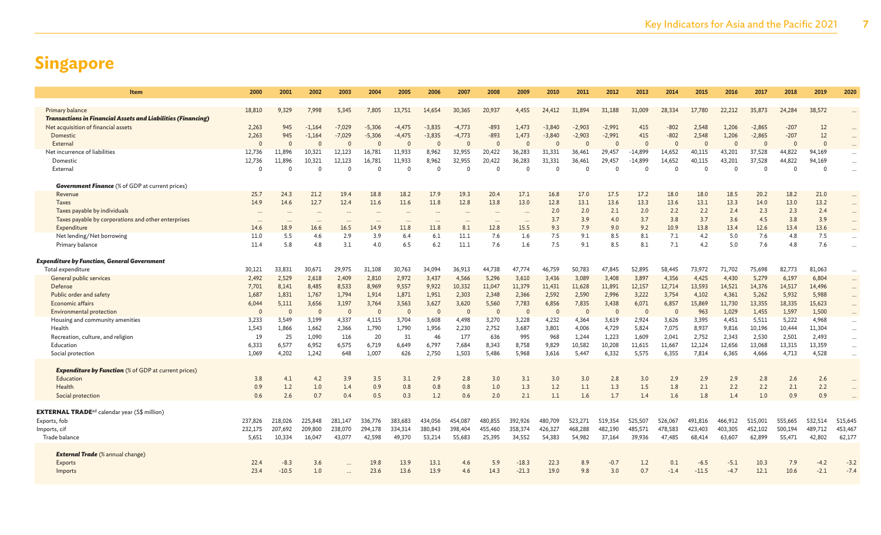# Singapore

| Item | 2000 | 2001 | 2002 | 2003 | 2004 | 2005 | 2006 | 2007 | 2008 | 2009 | 2010 | 2011 | 2012 | 2013 | 2014 | 2015 | 2016 | 2017 | 2018 | 2019 | 2020 |
|---|---|---|---|---|---|---|---|---|---|---|---|---|---|---|---|---|---|---|---|---|---|
| Primary balance | 18,810 | 9,329 | 7,998 | 5,345 | 7,805 | 13,751 | 14,654 | 30,365 | 20,937 | 4,455 | 24,412 | 31,894 | 31,188 | 31,009 | 28,334 | 17,780 | 22,212 | 35,873 | 24,284 | 38,572 | ... |
| ***Transactions in Financial Assets and Liabilities (Financing)*** | | | | | | | | | | | | | | | | | | | | | |
| Net acquisition of financial assets | 2,263 | 945 | -1,164 | -7,029 | -5,306 | -4,475 | -3,835 | -4,773 | -893 | 1,473 | -3,840 | -2,903 | -2,991 | 415 | -802 | 2,548 | 1,206 | -2,865 | -207 | 12 | ... |
| Domestic | 2,263 | 945 | -1,164 | -7,029 | -5,306 | -4,475 | -3,835 | -4,773 | -893 | 1,473 | -3,840 | -2,903 | -2,991 | 415 | -802 | 2,548 | 1,206 | -2,865 | -207 | 12 | ... |
| External | 0 | 0 | 0 | 0 | 0 | 0 | 0 | 0 | 0 | 0 | 0 | 0 | 0 | 0 | 0 | 0 | 0 | 0 | 0 | 0 | ... |
| Net incurrence of liabilities | 12,736 | 11,896 | 10,321 | 12,123 | 16,781 | 11,933 | 8,962 | 32,955 | 20,422 | 36,283 | 31,331 | 36,461 | 29,457 | -14,899 | 14,652 | 40,115 | 43,201 | 37,528 | 44,822 | 94,169 | ... |
| Domestic | 12,736 | 11,896 | 10,321 | 12,123 | 16,781 | 11,933 | 8,962 | 32,955 | 20,422 | 36,283 | 31,331 | 36,461 | 29,457 | -14,899 | 14,652 | 40,115 | 43,201 | 37,528 | 44,822 | 94,169 | ... |
| External | 0 | 0 | 0 | 0 | 0 | 0 | 0 | 0 | 0 | 0 | 0 | 0 | 0 | 0 | 0 | 0 | 0 | 0 | 0 | 0 | ... |
| ***Government Finance*** (% of GDP at current prices) | | | | | | | | | | | | | | | | | | | | | |
| Revenue | 25.7 | 24.3 | 21.2 | 19.4 | 18.8 | 18.2 | 17.9 | 19.3 | 20.4 | 17.1 | 16.8 | 17.0 | 17.5 | 17.2 | 18.0 | 18.0 | 18.5 | 20.2 | 18.2 | 21.0 | ... |
| Taxes | 14.9 | 14.6 | 12.7 | 12.4 | 11.6 | 11.6 | 11.8 | 12.8 | 13.8 | 13.0 | 12.8 | 13.1 | 13.6 | 13.3 | 13.6 | 13.1 | 13.3 | 14.0 | 13.0 | 13.2 | ... |
| Taxes payable by individuals | ... | ... | ... | ... | ... | ... | ... | ... | ... | ... | 2.0 | 2.0 | 2.1 | 2.0 | 2.2 | 2.2 | 2.4 | 2.3 | 2.3 | 2.4 | ... |
| Taxes payable by corporations and other enterprises | ... | ... | ... | ... | ... | ... | ... | ... | ... | ... | 3.7 | 3.9 | 4.0 | 3.7 | 3.8 | 3.7 | 3.6 | 4.5 | 3.8 | 3.9 | ... |
| Expenditure | 14.6 | 18.9 | 16.6 | 16.5 | 14.9 | 11.8 | 11.8 | 8.1 | 12.8 | 15.5 | 9.3 | 7.9 | 9.0 | 9.2 | 10.9 | 13.8 | 13.4 | 12.6 | 13.4 | 13.6 | ... |
| Net lending/Net borrowing | 11.0 | 5.5 | 4.6 | 2.9 | 3.9 | 6.4 | 6.1 | 11.1 | 7.6 | 1.6 | 7.5 | 9.1 | 8.5 | 8.1 | 7.1 | 4.2 | 5.0 | 7.6 | 4.8 | 7.5 | ... |
| Primary balance | 11.4 | 5.8 | 4.8 | 3.1 | 4.0 | 6.5 | 6.2 | 11.1 | 7.6 | 1.6 | 7.5 | 9.1 | 8.5 | 8.1 | 7.1 | 4.2 | 5.0 | 7.6 | 4.8 | 7.6 | ... |
| ***Expenditure by Function, General Government*** | | | | | | | | | | | | | | | | | | | | | |
| Total expenditure | 30,121 | 33,831 | 30,671 | 29,975 | 31,108 | 30,763 | 34,094 | 36,913 | 44,738 | 47,774 | 46,759 | 50,783 | 47,845 | 52,895 | 58,445 | 73,972 | 71,702 | 75,698 | 82,773 | 81,063 | ... |
| General public services | 2,492 | 2,529 | 2,618 | 2,409 | 2,810 | 2,972 | 3,437 | 4,566 | 5,296 | 3,610 | 3,436 | 3,089 | 3,408 | 3,897 | 4,356 | 4,425 | 4,430 | 5,279 | 6,197 | 6,804 | ... |
| Defense | 7,701 | 8,141 | 8,485 | 8,533 | 8,969 | 9,557 | 9,922 | 10,332 | 11,047 | 11,379 | 11,431 | 11,628 | 11,891 | 12,157 | 12,714 | 13,593 | 14,521 | 14,376 | 14,517 | 14,496 | ... |
| Public order and safety | 1,687 | 1,831 | 1,767 | 1,794 | 1,914 | 1,871 | 1,951 | 2,303 | 2,348 | 2,366 | 2,592 | 2,590 | 2,996 | 3,222 | 3,754 | 4,102 | 4,361 | 5,262 | 5,932 | 5,988 | ... |
| Economic affairs | 6,044 | 5,111 | 3,656 | 3,197 | 3,764 | 3,563 | 3,627 | 3,620 | 5,560 | 7,783 | 6,856 | 7,835 | 3,438 | 6,071 | 6,857 | 15,869 | 11,730 | 13,355 | 18,335 | 15,623 | ... |
| Environmental protection | 0 | 0 | 0 | 0 | 0 | 0 | 0 | 0 | 0 | 0 | 0 | 0 | 0 | 0 | 0 | 963 | 1,029 | 1,455 | 1,597 | 1,500 | ... |
| Housing and community amenities | 3,233 | 3,549 | 3,199 | 4,337 | 4,115 | 3,704 | 3,608 | 4,498 | 3,270 | 3,228 | 4,232 | 4,364 | 3,619 | 2,924 | 3,626 | 3,395 | 4,451 | 5,511 | 5,222 | 4,968 | ... |
| Health | 1,543 | 1,866 | 1,662 | 2,366 | 1,790 | 1,790 | 1,956 | 2,230 | 2,752 | 3,687 | 3,801 | 4,006 | 4,729 | 5,824 | 7,075 | 8,937 | 9,816 | 10,196 | 10,444 | 11,304 | ... |
| Recreation, culture, and religion | 19 | 25 | 1,090 | 116 | 20 | 31 | 46 | 177 | 636 | 995 | 968 | 1,244 | 1,223 | 1,609 | 2,041 | 2,752 | 2,343 | 2,530 | 2,501 | 2,493 | ... |
| Education | 6,333 | 6,577 | 6,952 | 6,575 | 6,719 | 6,649 | 6,797 | 7,684 | 8,343 | 8,758 | 9,829 | 10,582 | 10,208 | 11,615 | 11,667 | 12,124 | 12,656 | 13,068 | 13,315 | 13,359 | ... |
| Social protection | 1,069 | 4,202 | 1,242 | 648 | 1,007 | 626 | 2,750 | 1,503 | 5,486 | 5,968 | 3,616 | 5,447 | 6,332 | 5,575 | 6,355 | 7,814 | 6,365 | 4,666 | 4,713 | 4,528 | ... |
| ***Expenditure by Function*** (% of GDP at current prices) | | | | | | | | | | | | | | | | | | | | | |
| Education | 3.8 | 4.1 | 4.2 | 3.9 | 3.5 | 3.1 | 2.9 | 2.8 | 3.0 | 3.1 | 3.0 | 3.0 | 2.8 | 3.0 | 2.9 | 2.9 | 2.9 | 2.8 | 2.6 | 2.6 | ... |
| Health | 0.9 | 1.2 | 1.0 | 1.4 | 0.9 | 0.8 | 0.8 | 0.8 | 1.0 | 1.3 | 1.2 | 1.1 | 1.3 | 1.5 | 1.8 | 2.1 | 2.2 | 2.2 | 2.1 | 2.2 | ... |
| Social protection | 0.6 | 2.6 | 0.7 | 0.4 | 0.5 | 0.3 | 1.2 | 0.6 | 2.0 | 2.1 | 1.1 | 1.6 | 1.7 | 1.4 | 1.6 | 1.8 | 1.4 | 1.0 | 0.9 | 0.9 | ... |
| **EXTERNAL TRADE**[ad] calendar year (S$ million) | | | | | | | | | | | | | | | | | | | | | |
| Exports, fob | 237,826 | 218,026 | 225,848 | 281,147 | 336,776 | 383,683 | 434,056 | 454,087 | 480,855 | 392,926 | 480,709 | 523,271 | 519,354 | 525,507 | 526,067 | 491,816 | 466,912 | 515,001 | 555,665 | 532,514 | 515,645 |
| Imports, cif | 232,175 | 207,692 | 209,800 | 238,070 | 294,178 | 334,314 | 380,843 | 398,404 | 455,460 | 358,374 | 426,327 | 468,288 | 482,190 | 485,571 | 478,583 | 423,403 | 403,305 | 452,102 | 500,194 | 489,712 | 453,467 |
| Trade balance | 5,651 | 10,334 | 16,047 | 43,077 | 42,598 | 49,370 | 53,214 | 55,683 | 25,395 | 34,552 | 54,383 | 54,982 | 37,164 | 39,936 | 47,485 | 68,414 | 63,607 | 62,899 | 55,471 | 42,802 | 62,177 |
| ***External Trade*** (% annual change) | | | | | | | | | | | | | | | | | | | | | |
| Exports | 22.4 | -8.3 | 3.6 | ... | 19.8 | 13.9 | 13.1 | 4.6 | 5.9 | -18.3 | 22.3 | 8.9 | -0.7 | 1.2 | 0.1 | -6.5 | -5.1 | 10.3 | 7.9 | -4.2 | -3.2 |
| Imports | 23.4 | -10.5 | 1.0 | ... | 23.6 | 13.6 | 13.9 | 4.6 | 14.3 | -21.3 | 19.0 | 9.8 | 3.0 | 0.7 | -1.4 | -11.5 | -4.7 | 12.1 | 10.6 | -2.1 | -7.4 |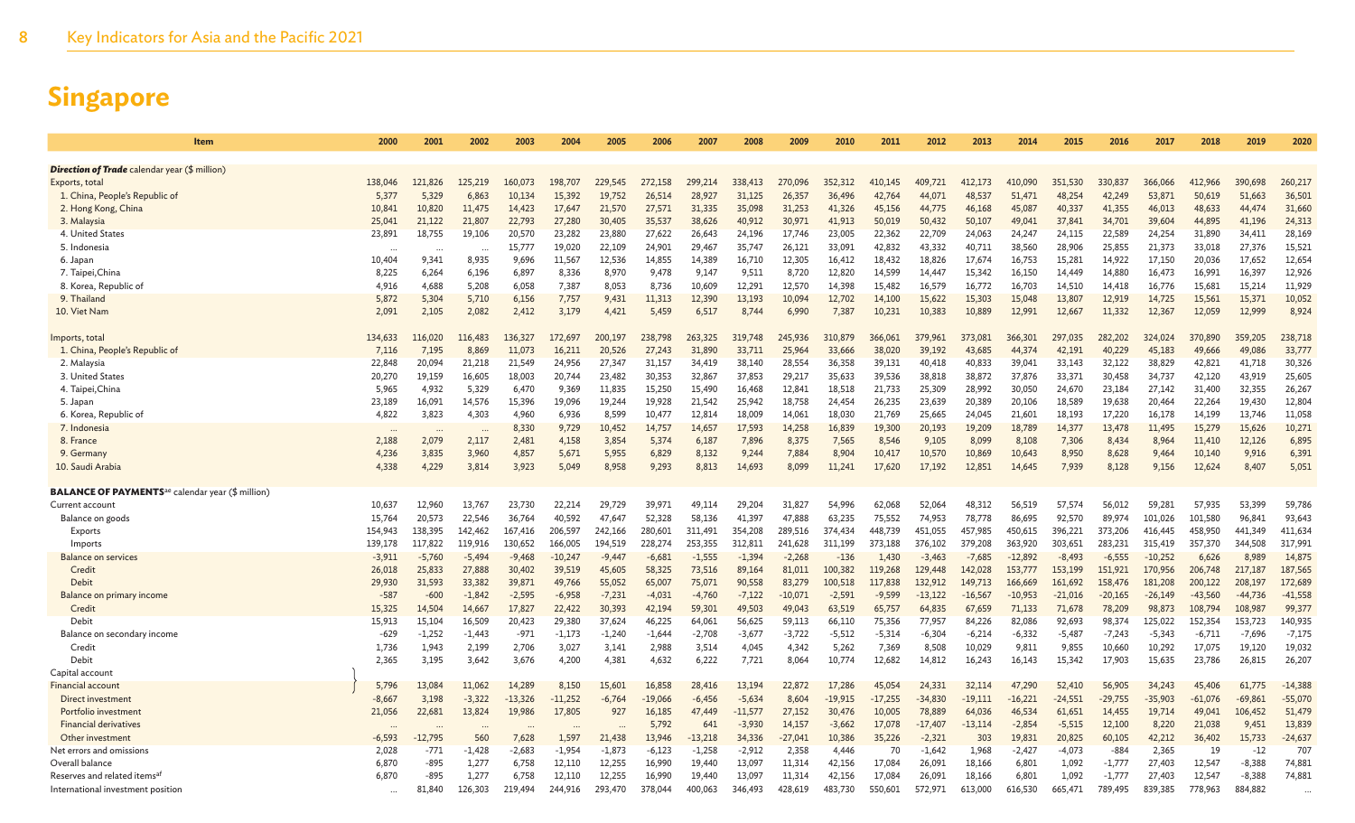# Singapore

| Item | 2000 | 2001 | 2002 | 2003 | 2004 | 2005 | 2006 | 2007 | 2008 | 2009 | 2010 | 2011 | 2012 | 2013 | 2014 | 2015 | 2016 | 2017 | 2018 | 2019 | 2020 |
|---|---|---|---|---|---|---|---|---|---|---|---|---|---|---|---|---|---|---|---|---|---|
| ***Direction of Trade*** calendar year ($ million) | | | | | | | | | | | | | | | | | | | | | |
| Exports, total | 138,046 | 121,826 | 125,219 | 160,073 | 198,707 | 229,545 | 272,158 | 299,214 | 338,413 | 270,096 | 352,312 | 410,145 | 409,721 | 412,173 | 410,090 | 351,530 | 330,837 | 366,066 | 412,966 | 390,698 | 260,217 |
| 1. China, People's Republic of | 5,377 | 5,329 | 6,863 | 10,134 | 15,392 | 19,752 | 26,514 | 28,927 | 31,125 | 26,357 | 36,496 | 42,764 | 44,071 | 48,537 | 51,471 | 48,254 | 42,249 | 53,871 | 50,619 | 51,663 | 36,501 |
| 2. Hong Kong, China | 10,841 | 10,820 | 11,475 | 14,423 | 17,647 | 21,570 | 27,571 | 31,335 | 35,098 | 31,253 | 41,326 | 45,156 | 44,775 | 46,168 | 45,087 | 40,337 | 41,355 | 46,013 | 48,633 | 44,474 | 31,660 |
| 3. Malaysia | 25,041 | 21,122 | 21,807 | 22,793 | 27,280 | 30,405 | 35,537 | 38,626 | 40,912 | 30,971 | 41,913 | 50,019 | 50,432 | 50,107 | 49,041 | 37,841 | 34,701 | 39,604 | 44,895 | 41,196 | 24,313 |
| 4. United States | 23,891 | 18,755 | 19,106 | 20,570 | 23,282 | 23,880 | 27,622 | 26,643 | 24,196 | 17,746 | 23,005 | 22,362 | 22,709 | 24,063 | 24,247 | 24,115 | 22,589 | 24,254 | 31,890 | 34,411 | 28,169 |
| 5. Indonesia | ... | ... | ... | 15,777 | 19,020 | 22,109 | 24,901 | 29,467 | 35,747 | 26,121 | 33,091 | 42,832 | 43,332 | 40,711 | 38,560 | 28,906 | 25,855 | 21,373 | 33,018 | 27,376 | 15,521 |
| 6. Japan | 10,404 | 9,341 | 8,935 | 9,696 | 11,567 | 12,536 | 14,855 | 14,389 | 16,710 | 12,305 | 16,412 | 18,432 | 18,826 | 17,674 | 16,753 | 15,281 | 14,922 | 17,150 | 20,036 | 17,652 | 12,654 |
| 7. Taipei,China | 8,225 | 6,264 | 6,196 | 6,897 | 8,336 | 8,970 | 9,478 | 9,147 | 9,511 | 8,720 | 12,820 | 14,599 | 14,447 | 15,342 | 16,150 | 14,449 | 14,880 | 16,473 | 16,991 | 16,397 | 12,926 |
| 8. Korea, Republic of | 4,916 | 4,688 | 5,208 | 6,058 | 7,387 | 8,053 | 8,736 | 10,609 | 12,291 | 12,570 | 14,398 | 15,482 | 16,579 | 16,772 | 16,703 | 14,510 | 14,418 | 16,776 | 15,681 | 15,214 | 11,929 |
| 9. Thailand | 5,872 | 5,304 | 5,710 | 6,156 | 7,757 | 9,431 | 11,313 | 12,390 | 13,193 | 10,094 | 12,702 | 14,100 | 15,622 | 15,303 | 15,048 | 13,807 | 12,919 | 14,725 | 15,561 | 15,371 | 10,052 |
| 10. Viet Nam | 2,091 | 2,105 | 2,082 | 2,412 | 3,179 | 4,421 | 5,459 | 6,517 | 8,744 | 6,990 | 7,387 | 10,231 | 10,383 | 10,889 | 12,991 | 12,667 | 11,332 | 12,367 | 12,059 | 12,999 | 8,924 |
| Imports, total | 134,633 | 116,020 | 116,483 | 136,327 | 172,697 | 200,197 | 238,798 | 263,325 | 319,748 | 245,936 | 310,879 | 366,061 | 379,961 | 373,081 | 366,301 | 297,035 | 282,202 | 324,024 | 370,890 | 359,205 | 238,718 |
| 1. China, People's Republic of | 7,116 | 7,195 | 8,869 | 11,073 | 16,211 | 20,526 | 27,243 | 31,890 | 33,711 | 25,964 | 33,666 | 38,020 | 39,192 | 43,685 | 44,374 | 42,191 | 40,229 | 45,183 | 49,666 | 49,086 | 33,777 |
| 2. Malaysia | 22,848 | 20,094 | 21,218 | 21,549 | 24,956 | 27,347 | 31,157 | 34,419 | 38,140 | 28,554 | 36,358 | 39,131 | 40,418 | 40,833 | 39,041 | 33,143 | 32,122 | 38,829 | 42,821 | 41,718 | 30,326 |
| 3. United States | 20,270 | 19,159 | 16,605 | 18,003 | 20,744 | 23,482 | 30,353 | 32,867 | 37,853 | 29,217 | 35,633 | 39,536 | 38,818 | 38,872 | 37,876 | 33,371 | 30,458 | 34,737 | 42,120 | 43,919 | 25,605 |
| 4. Taipei,China | 5,965 | 4,932 | 5,329 | 6,470 | 9,369 | 11,835 | 15,250 | 15,490 | 16,468 | 12,841 | 18,518 | 21,733 | 25,309 | 28,992 | 30,050 | 24,670 | 23,184 | 27,142 | 31,400 | 32,355 | 26,267 |
| 5. Japan | 23,189 | 16,091 | 14,576 | 15,396 | 19,096 | 19,244 | 19,928 | 21,542 | 25,942 | 18,758 | 24,454 | 26,235 | 23,639 | 20,389 | 20,106 | 18,589 | 19,638 | 20,464 | 22,264 | 19,430 | 12,804 |
| 6. Korea, Republic of | 4,822 | 3,823 | 4,303 | 4,960 | 6,936 | 8,599 | 10,477 | 12,814 | 18,009 | 14,061 | 18,030 | 21,769 | 25,665 | 24,045 | 21,601 | 18,193 | 17,220 | 16,178 | 14,199 | 13,746 | 11,058 |
| 7. Indonesia | ... | ... | ... | 8,330 | 9,729 | 10,452 | 14,757 | 14,657 | 17,593 | 14,258 | 16,839 | 19,300 | 20,193 | 19,209 | 18,789 | 14,377 | 13,478 | 11,495 | 15,279 | 15,626 | 10,271 |
| 8. France | 2,188 | 2,079 | 2,117 | 2,481 | 4,158 | 3,854 | 5,374 | 6,187 | 7,896 | 8,375 | 7,565 | 8,546 | 9,105 | 8,099 | 8,108 | 7,306 | 8,434 | 8,964 | 11,410 | 12,126 | 6,895 |
| 9. Germany | 4,236 | 3,835 | 3,960 | 4,857 | 5,671 | 5,955 | 6,829 | 8,132 | 9,244 | 7,884 | 8,904 | 10,417 | 10,570 | 10,869 | 10,643 | 8,950 | 8,628 | 9,464 | 10,140 | 9,916 | 6,391 |
| 10. Saudi Arabia | 4,338 | 4,229 | 3,814 | 3,923 | 5,049 | 8,958 | 9,293 | 8,813 | 14,693 | 8,099 | 11,241 | 17,620 | 17,192 | 12,851 | 14,645 | 7,939 | 8,128 | 9,156 | 12,624 | 8,407 | 5,051 |
| **BALANCE OF PAYMENTS**[ae] calendar year ($ million) | | | | | | | | | | | | | | | | | | | | | |
| Current account | 10,637 | 12,960 | 13,767 | 23,730 | 22,214 | 29,729 | 39,971 | 49,114 | 29,204 | 31,827 | 54,996 | 62,068 | 52,064 | 48,312 | 56,519 | 57,574 | 56,012 | 59,281 | 57,935 | 53,399 | 59,786 |
| Balance on goods | 15,764 | 20,573 | 22,546 | 36,764 | 40,592 | 47,647 | 52,328 | 58,136 | 41,397 | 47,888 | 63,235 | 75,552 | 74,953 | 78,778 | 86,695 | 92,570 | 89,974 | 101,026 | 101,580 | 96,841 | 93,643 |
| Exports | 154,943 | 138,395 | 142,462 | 167,416 | 206,597 | 242,166 | 280,601 | 311,491 | 354,208 | 289,516 | 374,434 | 448,739 | 451,055 | 457,985 | 450,615 | 396,221 | 373,206 | 416,445 | 458,950 | 441,349 | 411,634 |
| Imports | 139,178 | 117,822 | 119,916 | 130,652 | 166,005 | 194,519 | 228,274 | 253,355 | 312,811 | 241,628 | 311,199 | 373,188 | 376,102 | 379,208 | 363,920 | 303,651 | 283,231 | 315,419 | 357,370 | 344,508 | 317,991 |
| Balance on services | -3,911 | -5,760 | -5,494 | -9,468 | -10,247 | -9,447 | -6,681 | -1,555 | -1,394 | -2,268 | -136 | 1,430 | -3,463 | -7,685 | -12,892 | -8,493 | -6,555 | -10,252 | 6,626 | 8,989 | 14,875 |
| Credit | 26,018 | 25,833 | 27,888 | 30,402 | 39,519 | 45,605 | 58,325 | 73,516 | 89,164 | 81,011 | 100,382 | 119,268 | 129,448 | 142,028 | 153,777 | 153,199 | 151,921 | 170,956 | 206,748 | 217,187 | 187,565 |
| Debit | 29,930 | 31,593 | 33,382 | 39,871 | 49,766 | 55,052 | 65,007 | 75,071 | 90,558 | 83,279 | 100,518 | 117,838 | 132,912 | 149,713 | 166,669 | 161,692 | 158,476 | 181,208 | 200,122 | 208,197 | 172,689 |
| Balance on primary income | -587 | -600 | -1,842 | -2,595 | -6,958 | -7,231 | -4,031 | -4,760 | -7,122 | -10,071 | -2,591 | -9,599 | -13,122 | -16,567 | -10,953 | -21,016 | -20,165 | -26,149 | -43,560 | -44,736 | -41,558 |
| Credit | 15,325 | 14,504 | 14,667 | 17,827 | 22,422 | 30,393 | 42,194 | 59,301 | 49,503 | 49,043 | 63,519 | 65,757 | 64,835 | 67,659 | 71,133 | 71,678 | 78,209 | 98,873 | 108,794 | 108,987 | 99,377 |
| Debit | 15,913 | 15,104 | 16,509 | 20,423 | 29,380 | 37,624 | 46,225 | 64,061 | 56,625 | 59,113 | 66,110 | 75,356 | 77,957 | 84,226 | 82,086 | 92,693 | 98,374 | 125,022 | 152,354 | 153,723 | 140,935 |
| Balance on secondary income | -629 | -1,252 | -1,443 | -971 | -1,173 | -1,240 | -1,644 | -2,708 | -3,677 | -3,722 | -5,512 | -5,314 | -6,304 | -6,214 | -6,332 | -5,487 | -7,243 | -5,343 | -6,711 | -7,696 | -7,175 |
| Credit | 1,736 | 1,943 | 2,199 | 2,706 | 3,027 | 3,141 | 2,988 | 3,514 | 4,045 | 4,342 | 5,262 | 7,369 | 8,508 | 10,029 | 9,811 | 9,855 | 10,660 | 10,292 | 17,075 | 19,120 | 19,032 |
| Debit | 2,365 | 3,195 | 3,642 | 3,676 | 4,200 | 4,381 | 4,632 | 6,222 | 7,721 | 8,064 | 10,774 | 12,682 | 14,812 | 16,243 | 16,143 | 15,342 | 17,903 | 15,635 | 23,786 | 26,815 | 26,207 |
| Capital account } Financial account | 5,796 | 13,084 | 11,062 | 14,289 | 8,150 | 15,601 | 16,858 | 28,416 | 13,194 | 22,872 | 17,286 | 45,054 | 24,331 | 32,114 | 47,290 | 52,410 | 56,905 | 34,243 | 45,406 | 61,775 | -14,388 |
| Direct investment | -8,667 | 3,198 | -3,322 | -13,326 | -11,252 | -6,764 | -19,066 | -6,456 | -5,634 | 8,604 | -19,915 | -17,255 | -34,830 | -19,111 | -16,221 | -24,551 | -29,755 | -35,903 | -61,076 | -69,861 | -55,070 |
| Portfolio investment | 21,056 | 22,681 | 13,824 | 19,986 | 17,805 | 927 | 16,185 | 47,449 | -11,577 | 27,152 | 30,476 | 10,005 | 78,889 | 64,036 | 46,534 | 61,651 | 14,455 | 19,714 | 49,041 | 106,452 | 51,479 |
| Financial derivatives | ... | ... | ... | ... | ... | ... | 5,792 | 641 | -3,930 | 14,157 | -3,662 | 17,078 | -17,407 | -13,114 | -2,854 | -5,515 | 12,100 | 8,220 | 21,038 | 9,451 | 13,839 |
| Other investment | -6,593 | -12,795 | 560 | 7,628 | 1,597 | 21,438 | 13,946 | -13,218 | 34,336 | -27,041 | 10,386 | 35,226 | -2,321 | 303 | 19,831 | 20,825 | 60,105 | 42,212 | 36,402 | 15,733 | -24,637 |
| Net errors and omissions | 2,028 | -771 | -1,428 | -2,683 | -1,954 | -1,873 | -6,123 | -1,258 | -2,912 | 2,358 | 4,446 | 70 | -1,642 | 1,968 | -2,427 | -4,073 | -884 | 2,365 | 19 | -12 | 707 |
| Overall balance | 6,870 | -895 | 1,277 | 6,758 | 12,110 | 12,255 | 16,990 | 19,440 | 13,097 | 11,314 | 42,156 | 17,084 | 26,091 | 18,166 | 6,801 | 1,092 | -1,777 | 27,403 | 12,547 | -8,388 | 74,881 |
| Reserves and related items[af] | 6,870 | -895 | 1,277 | 6,758 | 12,110 | 12,255 | 16,990 | 19,440 | 13,097 | 11,314 | 42,156 | 17,084 | 26,091 | 18,166 | 6,801 | 1,092 | -1,777 | 27,403 | 12,547 | -8,388 | 74,881 |
| International investment position | ... | 81,840 | 126,303 | 219,494 | 244,916 | 293,470 | 378,044 | 400,063 | 346,493 | 428,619 | 483,730 | 550,601 | 572,971 | 613,000 | 616,530 | 665,471 | 789,495 | 839,385 | 778,963 | 884,882 | ... |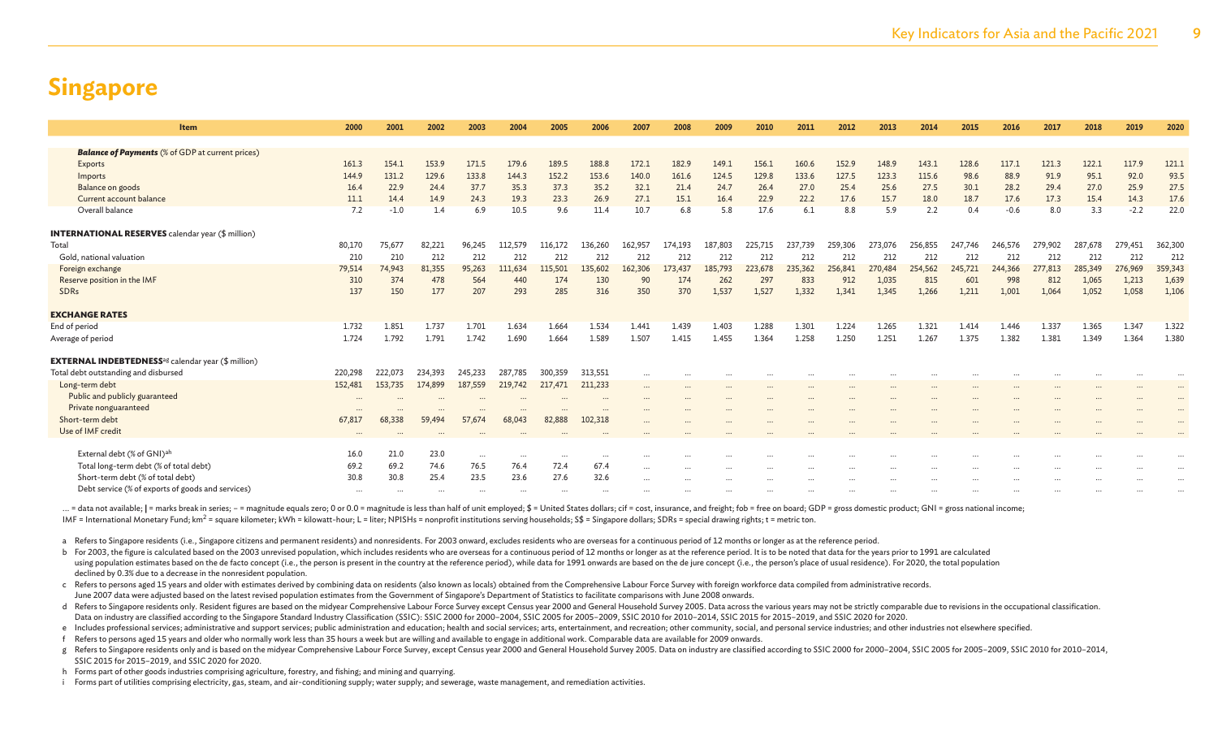# Singapore

| Item | 2000 | 2001 | 2002 | 2003 | 2004 | 2005 | 2006 | 2007 | 2008 | 2009 | 2010 | 2011 | 2012 | 2013 | 2014 | 2015 | 2016 | 2017 | 2018 | 2019 | 2020 |
|---|---|---|---|---|---|---|---|---|---|---|---|---|---|---|---|---|---|---|---|---|---|
| ***Balance of Payments*** *(% of GDP at current prices)* | | | | | | | | | | | | | | | | | | | | | |
| Exports | 161.3 | 154.1 | 153.9 | 171.5 | 179.6 | 189.5 | 188.8 | 172.1 | 182.9 | 149.1 | 156.1 | 160.6 | 152.9 | 148.9 | 143.1 | 128.6 | 117.1 | 121.3 | 122.1 | 117.9 | 121.1 |
| Imports | 144.9 | 131.2 | 129.6 | 133.8 | 144.3 | 152.2 | 153.6 | 140.0 | 161.6 | 124.5 | 129.8 | 133.6 | 127.5 | 123.3 | 115.6 | 98.6 | 88.9 | 91.9 | 95.1 | 92.0 | 93.5 |
| Balance on goods | 16.4 | 22.9 | 24.4 | 37.7 | 35.3 | 37.3 | 35.2 | 32.1 | 21.4 | 24.7 | 26.4 | 27.0 | 25.4 | 25.6 | 27.5 | 30.1 | 28.2 | 29.4 | 27.0 | 25.9 | 27.5 |
| Current account balance | 11.1 | 14.4 | 14.9 | 24.3 | 19.3 | 23.3 | 26.9 | 27.1 | 15.1 | 16.4 | 22.9 | 22.2 | 17.6 | 15.7 | 18.0 | 18.7 | 17.6 | 17.3 | 15.4 | 14.3 | 17.6 |
| Overall balance | 7.2 | -1.0 | 1.4 | 6.9 | 10.5 | 9.6 | 11.4 | 10.7 | 6.8 | 5.8 | 17.6 | 6.1 | 8.8 | 5.9 | 2.2 | 0.4 | -0.6 | 8.0 | 3.3 | -2.2 | 22.0 |
| **INTERNATIONAL RESERVES** calendar year ($ million) | | | | | | | | | | | | | | | | | | | | | |
| Total | 80,170 | 75,677 | 82,221 | 96,245 | 112,579 | 116,172 | 136,260 | 162,957 | 174,193 | 187,803 | 225,715 | 237,739 | 259,306 | 273,076 | 256,855 | 247,746 | 246,576 | 279,902 | 287,678 | 279,451 | 362,300 |
| Gold, national valuation | 210 | 210 | 212 | 212 | 212 | 212 | 212 | 212 | 212 | 212 | 212 | 212 | 212 | 212 | 212 | 212 | 212 | 212 | 212 | 212 | 212 |
| Foreign exchange | 79,514 | 74,943 | 81,355 | 95,263 | 111,634 | 115,501 | 135,602 | 162,306 | 173,437 | 185,793 | 223,678 | 235,362 | 256,841 | 270,484 | 254,562 | 245,721 | 244,366 | 277,813 | 285,349 | 276,969 | 359,343 |
| Reserve position in the IMF | 310 | 374 | 478 | 564 | 440 | 174 | 130 | 90 | 174 | 262 | 297 | 833 | 912 | 1,035 | 815 | 601 | 998 | 812 | 1,065 | 1,213 | 1,639 |
| SDRs | 137 | 150 | 177 | 207 | 293 | 285 | 316 | 350 | 370 | 1,537 | 1,527 | 1,332 | 1,341 | 1,345 | 1,266 | 1,211 | 1,001 | 1,064 | 1,052 | 1,058 | 1,106 |
| **EXCHANGE RATES** | | | | | | | | | | | | | | | | | | | | | |
| End of period | 1.732 | 1.851 | 1.737 | 1.701 | 1.634 | 1.664 | 1.534 | 1.441 | 1.439 | 1.403 | 1.288 | 1.301 | 1.224 | 1.265 | 1.321 | 1.414 | 1.446 | 1.337 | 1.365 | 1.347 | 1.322 |
| Average of period | 1.724 | 1.792 | 1.791 | 1.742 | 1.690 | 1.664 | 1.589 | 1.507 | 1.415 | 1.455 | 1.364 | 1.258 | 1.250 | 1.251 | 1.267 | 1.375 | 1.382 | 1.381 | 1.349 | 1.364 | 1.380 |
| **EXTERNAL INDEBTEDNESS**[ag] calendar year ($ million) | | | | | | | | | | | | | | | | | | | | | |
| Total debt outstanding and disbursed | 220,298 | 222,073 | 234,393 | 245,233 | 287,785 | 300,359 | 313,551 | ... | ... | ... | ... | ... | ... | ... | ... | ... | ... | ... | ... | ... | ... |
| Long-term debt | 152,481 | 153,735 | 174,899 | 187,559 | 219,742 | 217,471 | 211,233 | ... | ... | ... | ... | ... | ... | ... | ... | ... | ... | ... | ... | ... | ... |
| Public and publicly guaranteed | ... | ... | ... | ... | ... | ... | ... | ... | ... | ... | ... | ... | ... | ... | ... | ... | ... | ... | ... | ... | ... |
| Private nonguaranteed | ... | ... | ... | ... | ... | ... | ... | ... | ... | ... | ... | ... | ... | ... | ... | ... | ... | ... | ... | ... | ... |
| Short-term debt | 67,817 | 68,338 | 59,494 | 57,674 | 68,043 | 82,888 | 102,318 | ... | ... | ... | ... | ... | ... | ... | ... | ... | ... | ... | ... | ... | ... |
| Use of IMF credit | ... | ... | ... | ... | ... | ... | ... | ... | ... | ... | ... | ... | ... | ... | ... | ... | ... | ... | ... | ... | ... |
| External debt (% of GNI)[ah] | 16.0 | 21.0 | 23.0 | ... | ... | ... | ... | ... | ... | ... | ... | ... | ... | ... | ... | ... | ... | ... | ... | ... | ... |
| Total long-term debt (% of total debt) | 69.2 | 69.2 | 74.6 | 76.5 | 76.4 | 72.4 | 67.4 | ... | ... | ... | ... | ... | ... | ... | ... | ... | ... | ... | ... | ... | ... |
| Short-term debt (% of total debt) | 30.8 | 30.8 | 25.4 | 23.5 | 23.6 | 27.6 | 32.6 | ... | ... | ... | ... | ... | ... | ... | ... | ... | ... | ... | ... | ... | ... |
| Debt service (% of exports of goods and services) | ... | ... | ... | ... | ... | ... | ... | ... | ... | ... | ... | ... | ... | ... | ... | ... | ... | ... | ... | ... | ... |

... = data not available; | = marks break in series; – = magnitude equals zero; 0 or 0.0 = magnitude is less than half of unit employed; $ = United States dollars; cif = cost, insurance, and freight; fob = free on board; GDP = gross domestic product; GNI = gross national income; IMF = International Monetary Fund; km$^2$ = square kilometer; kWh = kilowatt-hour; L = liter; NPISHs = nonprofit institutions serving households; S$ = Singapore dollars; SDRs = special drawing rights; t = metric ton.

a Refers to Singapore residents (i.e., Singapore citizens and permanent residents) and nonresidents. For 2003 onward, excludes residents who are overseas for a continuous period of 12 months or longer as at the reference period.

b For 2003, the figure is calculated based on the 2003 unrevised population, which includes residents who are overseas for a continuous period of 12 months or longer as at the reference period. It is to be noted that data for the years prior to 1991 are calculated using population estimates based on the de facto concept (i.e., the person is present in the country at the reference period), while data for 1991 onwards are based on the de jure concept (i.e., the person's place of usual residence). For 2020, the total population declined by 0.3% due to a decrease in the nonresident population.

c Refers to persons aged 15 years and older with estimates derived by combining data on residents (also known as locals) obtained from the Comprehensive Labour Force Survey with foreign workforce data compiled from administrative records. June 2007 data were adjusted based on the latest revised population estimates from the Government of Singapore's Department of Statistics to facilitate comparisons with June 2008 onwards.

d Refers to Singapore residents only. Resident figures are based on the midyear Comprehensive Labour Force Survey except Census year 2000 and General Household Survey 2005. Data across the various years may not be strictly comparable due to revisions in the occupational classification. Data on industry are classified according to the Singapore Standard Industry Classification (SSIC): SSIC 2000 for 2000–2004, SSIC 2005 for 2005–2009, SSIC 2010 for 2010–2014, SSIC 2015 for 2015–2019, and SSIC 2020 for 2020.

e Includes professional services; administrative and support services; public administration and education; health and social services; arts, entertainment, and recreation; other community, social, and personal service industries; and other industries not elsewhere specified.

f Refers to persons aged 15 years and older who normally work less than 35 hours a week but are willing and available to engage in additional work. Comparable data are available for 2009 onwards.

g Refers to Singapore residents only and is based on the midyear Comprehensive Labour Force Survey, except Census year 2000 and General Household Survey 2005. Data on industry are classified according to SSIC 2000 for 2000–2004, SSIC 2005 for 2005–2009, SSIC 2010 for 2010–2014, SSIC 2015 for 2015–2019, and SSIC 2020 for 2020.

h Forms part of other goods industries comprising agriculture, forestry, and fishing; and mining and quarrying.

i Forms part of utilities comprising electricity, gas, steam, and air-conditioning supply; water supply; and sewerage, waste management, and remediation activities.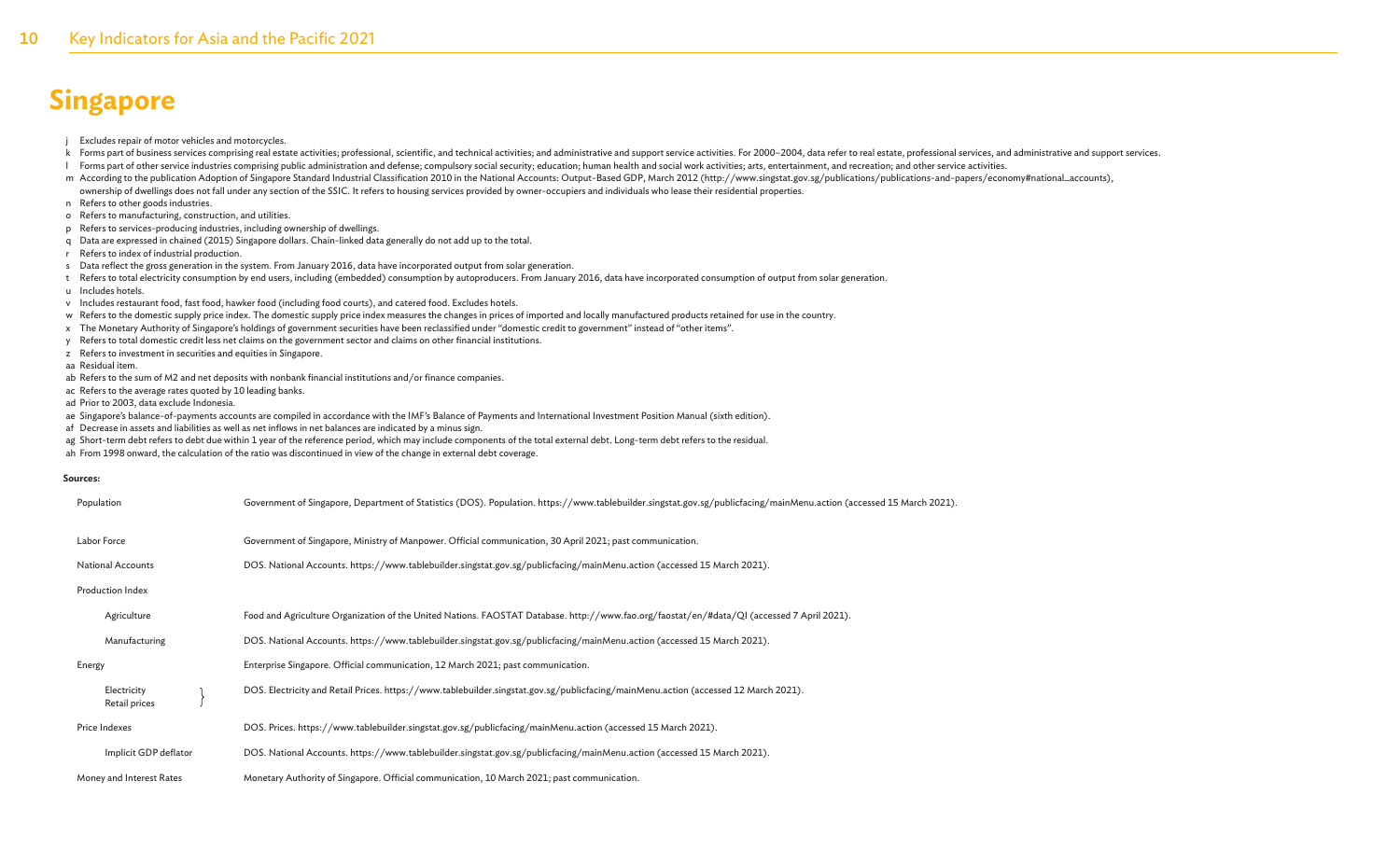# Singapore

- j Excludes repair of motor vehicles and motorcycles.
- k Forms part of business services comprising real estate activities; professional, scientific, and technical activities; and administrative and support service activities. For 2000–2004, data refer to real estate, professional services, and administrative and support services.
- l Forms part of other service industries comprising public administration and defense; compulsory social security; education; human health and social work activities; arts, entertainment, and recreation; and other service activities.
- m According to the publication Adoption of Singapore Standard Industrial Classification 2010 in the National Accounts: Output-Based GDP, March 2012 (http://www.singstat.gov.sg/publications/publications-and-papers/economy#national_accounts), ownership of dwellings does not fall under any section of the SSIC. It refers to housing services provided by owner-occupiers and individuals who lease their residential properties.
- n Refers to other goods industries.
- o Refers to manufacturing, construction, and utilities.
- p Refers to services-producing industries, including ownership of dwellings.
- q Data are expressed in chained (2015) Singapore dollars. Chain-linked data generally do not add up to the total.
- r Refers to index of industrial production.
- s Data reflect the gross generation in the system. From January 2016, data have incorporated output from solar generation.
- t Refers to total electricity consumption by end users, including (embedded) consumption by autoproducers. From January 2016, data have incorporated consumption of output from solar generation.
- u Includes hotels.
- v Includes restaurant food, fast food, hawker food (including food courts), and catered food. Excludes hotels.
- w Refers to the domestic supply price index. The domestic supply price index measures the changes in prices of imported and locally manufactured products retained for use in the country.
- x The Monetary Authority of Singapore's holdings of government securities have been reclassified under "domestic credit to government" instead of "other items".
- y Refers to total domestic credit less net claims on the government sector and claims on other financial institutions.
- z Refers to investment in securities and equities in Singapore.
- aa Residual item.
- ab Refers to the sum of M2 and net deposits with nonbank financial institutions and/or finance companies.
- ac Refers to the average rates quoted by 10 leading banks.
- ad Prior to 2003, data exclude Indonesia.
- ae Singapore's balance-of-payments accounts are compiled in accordance with the IMF's Balance of Payments and International Investment Position Manual (sixth edition).
- af Decrease in assets and liabilities as well as net inflows in net balances are indicated by a minus sign.
- ag Short-term debt refers to debt due within 1 year of the reference period, which may include components of the total external debt. Long-term debt refers to the residual.
- ah From 1998 onward, the calculation of the ratio was discontinued in view of the change in external debt coverage.

**Sources:**

| | |
|---|---|
| Population | Government of Singapore, Department of Statistics (DOS). Population. https://www.tablebuilder.singstat.gov.sg/publicfacing/mainMenu.action (accessed 15 March 2021). |
| Labor Force | Government of Singapore, Ministry of Manpower. Official communication, 30 April 2021; past communication. |
| National Accounts | DOS. National Accounts. https://www.tablebuilder.singstat.gov.sg/publicfacing/mainMenu.action (accessed 15 March 2021). |
| Production Index | |
| Agriculture | Food and Agriculture Organization of the United Nations. FAOSTAT Database. http://www.fao.org/faostat/en/#data/QI (accessed 7 April 2021). |
| Manufacturing | DOS. National Accounts. https://www.tablebuilder.singstat.gov.sg/publicfacing/mainMenu.action (accessed 15 March 2021). |
| Energy | Enterprise Singapore. Official communication, 12 March 2021; past communication. |
| Electricity<br>Retail prices | DOS. Electricity and Retail Prices. https://www.tablebuilder.singstat.gov.sg/publicfacing/mainMenu.action (accessed 12 March 2021). |
| Price Indexes | DOS. Prices. https://www.tablebuilder.singstat.gov.sg/publicfacing/mainMenu.action (accessed 15 March 2021). |
| Implicit GDP deflator | DOS. National Accounts. https://www.tablebuilder.singstat.gov.sg/publicfacing/mainMenu.action (accessed 15 March 2021). |
| Money and Interest Rates | Monetary Authority of Singapore. Official communication, 10 March 2021; past communication. |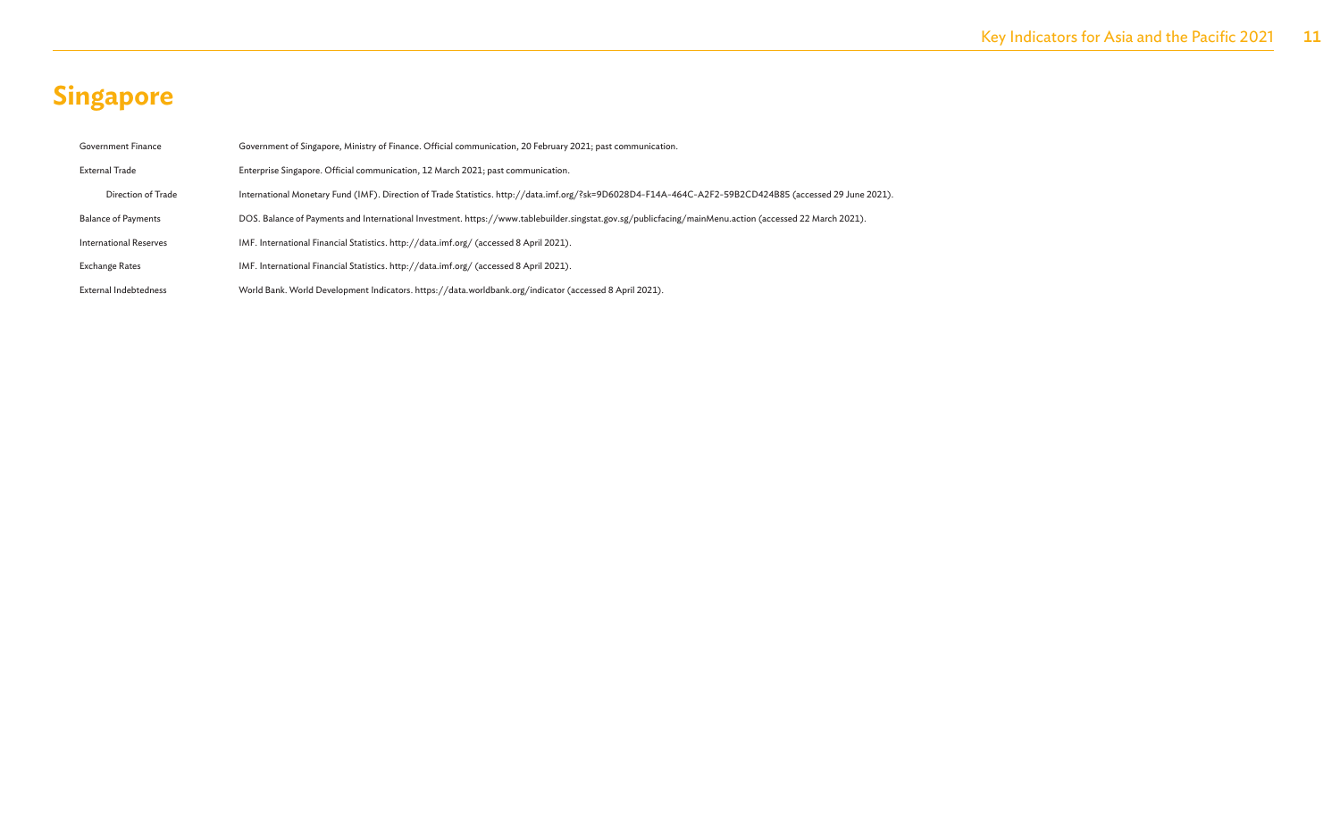# Singapore

| | |
|---|---|
| Government Finance | Government of Singapore, Ministry of Finance. Official communication, 20 February 2021; past communication. |
| External Trade | Enterprise Singapore. Official communication, 12 March 2021; past communication. |
| Direction of Trade | International Monetary Fund (IMF). Direction of Trade Statistics. http://data.imf.org/?sk=9D6028D4-F14A-464C-A2F2-59B2CD424B85 (accessed 29 June 2021). |
| Balance of Payments | DOS. Balance of Payments and International Investment. https://www.tablebuilder.singstat.gov.sg/publicfacing/mainMenu.action (accessed 22 March 2021). |
| International Reserves | IMF. International Financial Statistics. http://data.imf.org/ (accessed 8 April 2021). |
| Exchange Rates | IMF. International Financial Statistics. http://data.imf.org/ (accessed 8 April 2021). |
| External Indebtedness | World Bank. World Development Indicators. https://data.worldbank.org/indicator (accessed 8 April 2021). |